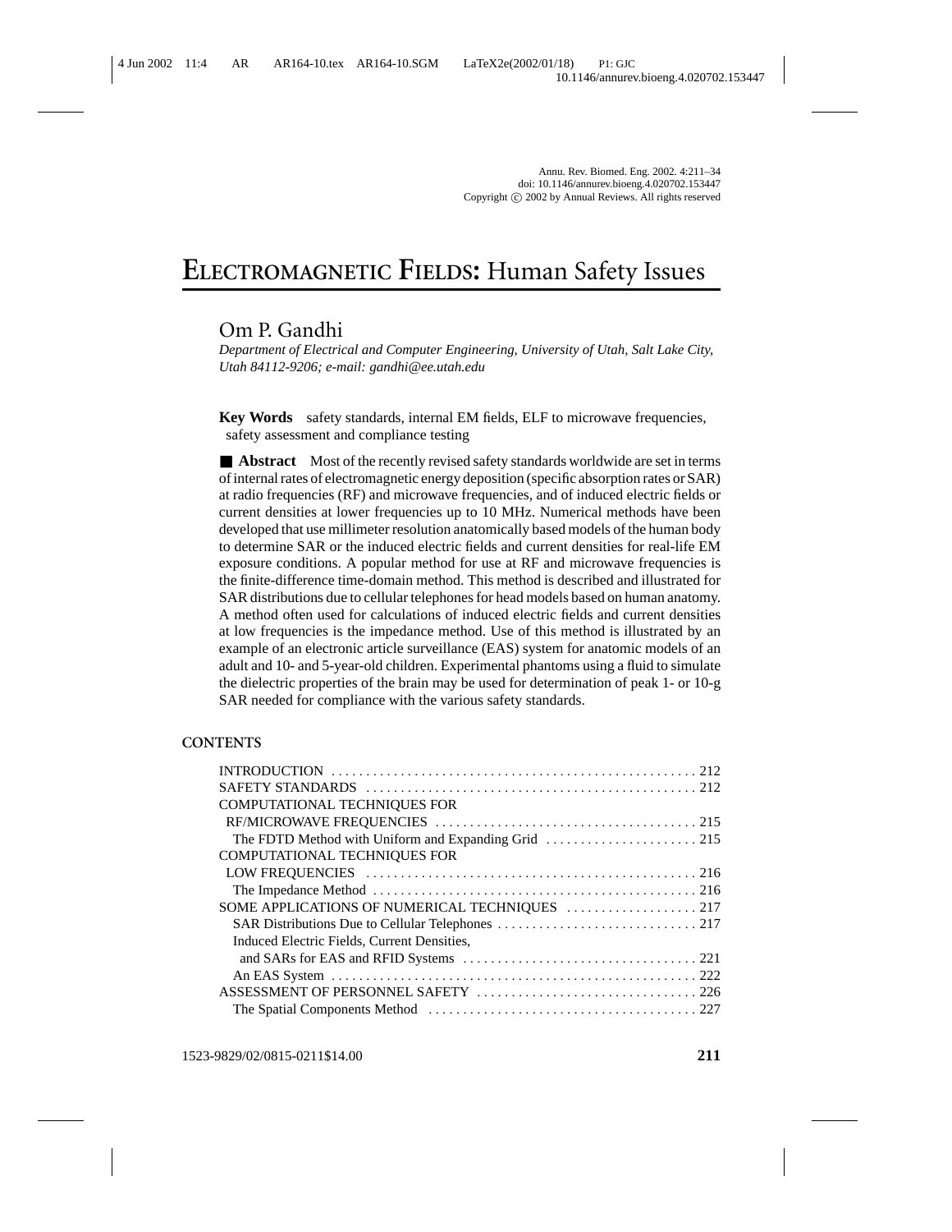# ELECTROMAGNETIC FIELDS: Human Safety Issues

Om P. Gandhi

*Department of Electrical and Computer Engineering, University of Utah, Salt Lake City, Utah 84112-9206; e-mail: gandhi@ee.utah.edu*

**Key Words** safety standards, internal EM fields, ELF to microwave frequencies, safety assessment and compliance testing

■ **Abstract** Most of the recently revised safety standards worldwide are set in terms of internal rates of electromagnetic energy deposition (specific absorption rates or SAR) at radio frequencies (RF) and microwave frequencies, and of induced electric fields or current densities at lower frequencies up to 10 MHz. Numerical methods have been developed that use millimeter resolution anatomically based models of the human body to determine SAR or the induced electric fields and current densities for real-life EM exposure conditions. A popular method for use at RF and microwave frequencies is the finite-difference time-domain method. This method is described and illustrated for SAR distributions due to cellular telephones for head models based on human anatomy. A method often used for calculations of induced electric fields and current densities at low frequencies is the impedance method. Use of this method is illustrated by an example of an electronic article surveillance (EAS) system for anatomic models of an adult and 10- and 5-year-old children. Experimental phantoms using a fluid to simulate the dielectric properties of the brain may be used for determination of peak 1- or 10-g SAR needed for compliance with the various safety standards.

**CONTENTS**

INTRODUCTION . . . . . . . . . . 212
SAFETY STANDARDS . . . . . . . . . . 212
COMPUTATIONAL TECHNIQUES FOR RF/MICROWAVE FREQUENCIES . . . . . . . . . . 215
  The FDTD Method with Uniform and Expanding Grid . . . . . . . . . . 215
COMPUTATIONAL TECHNIQUES FOR LOW FREQUENCIES . . . . . . . . . . 216
  The Impedance Method . . . . . . . . . . 216
SOME APPLICATIONS OF NUMERICAL TECHNIQUES . . . . . . . . . . 217
  SAR Distributions Due to Cellular Telephones . . . . . . . . . . 217
  Induced Electric Fields, Current Densities, and SARs for EAS and RFID Systems . . . . . . . . . . 221
  An EAS System . . . . . . . . . . 222
ASSESSMENT OF PERSONNEL SAFETY . . . . . . . . . . 226
  The Spatial Components Method . . . . . . . . . . 227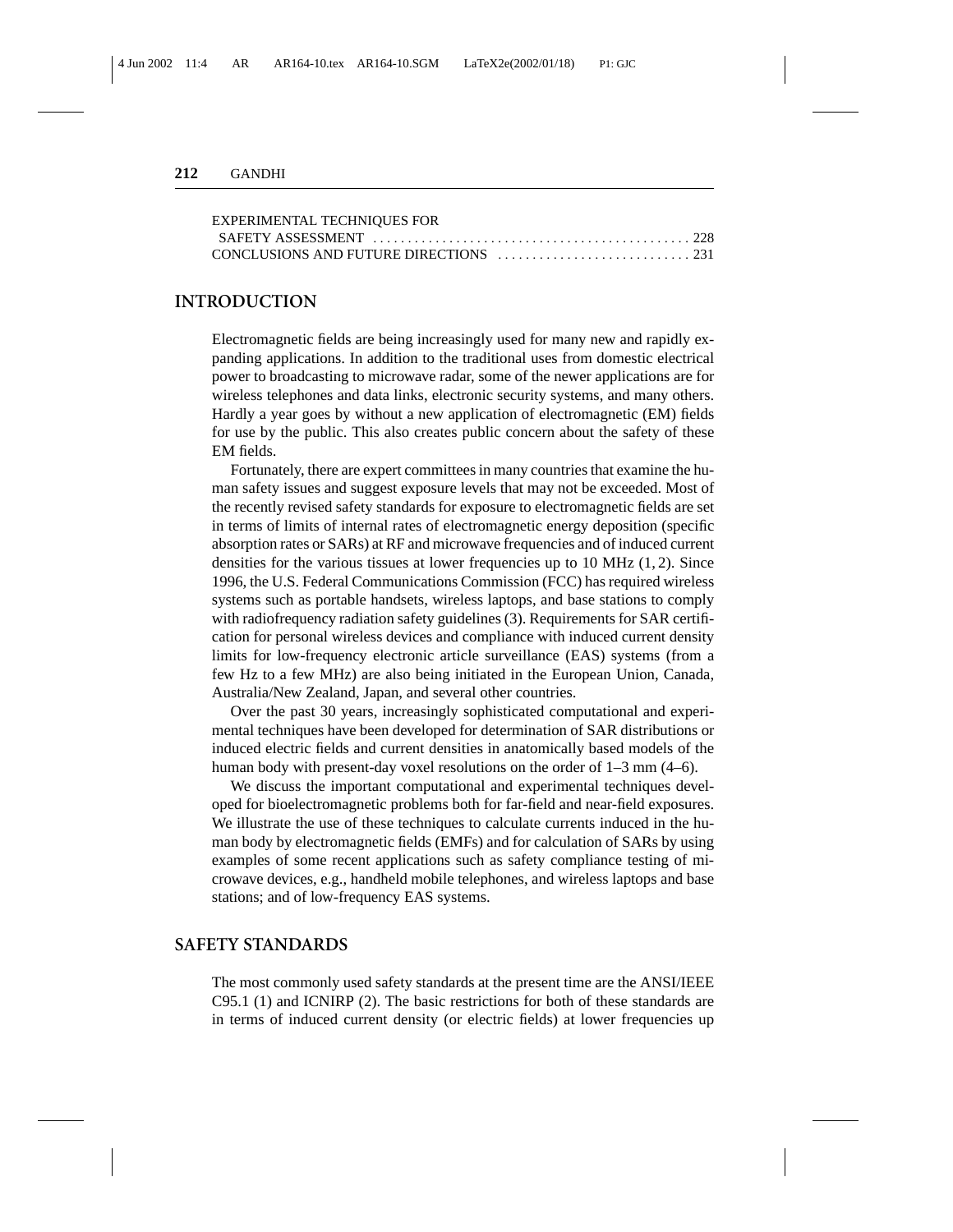EXPERIMENTAL TECHNIQUES FOR SAFETY ASSESSMENT . . . . . . . . . . . . . . . . . . . . . . . . . . . . . . . . . . . . . . . . . . . . . 228
CONCLUSIONS AND FUTURE DIRECTIONS . . . . . . . . . . . . . . . . . . . . . . . . . . . 231

## INTRODUCTION

Electromagnetic fields are being increasingly used for many new and rapidly expanding applications. In addition to the traditional uses from domestic electrical power to broadcasting to microwave radar, some of the newer applications are for wireless telephones and data links, electronic security systems, and many others. Hardly a year goes by without a new application of electromagnetic (EM) fields for use by the public. This also creates public concern about the safety of these EM fields.

Fortunately, there are expert committees in many countries that examine the human safety issues and suggest exposure levels that may not be exceeded. Most of the recently revised safety standards for exposure to electromagnetic fields are set in terms of limits of internal rates of electromagnetic energy deposition (specific absorption rates or SARs) at RF and microwave frequencies and of induced current densities for the various tissues at lower frequencies up to 10 MHz (1, 2). Since 1996, the U.S. Federal Communications Commission (FCC) has required wireless systems such as portable handsets, wireless laptops, and base stations to comply with radiofrequency radiation safety guidelines (3). Requirements for SAR certification for personal wireless devices and compliance with induced current density limits for low-frequency electronic article surveillance (EAS) systems (from a few Hz to a few MHz) are also being initiated in the European Union, Canada, Australia/New Zealand, Japan, and several other countries.

Over the past 30 years, increasingly sophisticated computational and experimental techniques have been developed for determination of SAR distributions or induced electric fields and current densities in anatomically based models of the human body with present-day voxel resolutions on the order of 1–3 mm (4–6).

We discuss the important computational and experimental techniques developed for bioelectromagnetic problems both for far-field and near-field exposures. We illustrate the use of these techniques to calculate currents induced in the human body by electromagnetic fields (EMFs) and for calculation of SARs by using examples of some recent applications such as safety compliance testing of microwave devices, e.g., handheld mobile telephones, and wireless laptops and base stations; and of low-frequency EAS systems.

## SAFETY STANDARDS

The most commonly used safety standards at the present time are the ANSI/IEEE C95.1 (1) and ICNIRP (2). The basic restrictions for both of these standards are in terms of induced current density (or electric fields) at lower frequencies up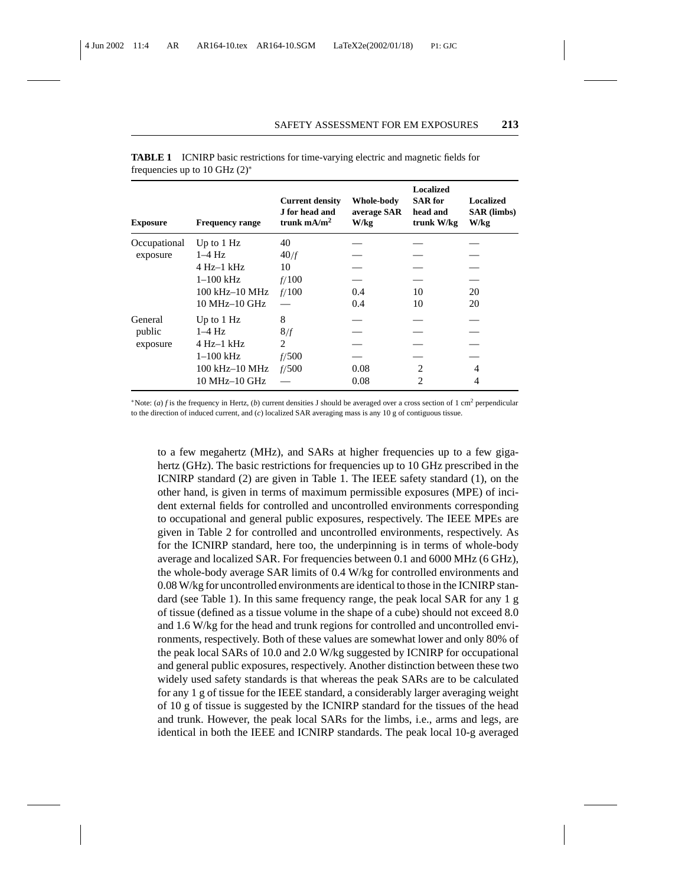**TABLE 1** ICNIRP basic restrictions for time-varying electric and magnetic fields for frequencies up to 10 GHz (2)*

| Exposure | Frequency range | Current density J for head and trunk mA/m$^2$ | Whole-body average SAR W/kg | Localized SAR for head and trunk W/kg | Localized SAR (limbs) W/kg |
|---|---|---|---|---|---|
| Occupational exposure | Up to 1 Hz | 40 | — | — | — |
| | 1–4 Hz | $40/f$ | — | — | — |
| | 4 Hz–1 kHz | 10 | — | — | — |
| | 1–100 kHz | $f/100$ | — | — | — |
| | 100 kHz–10 MHz | $f/100$ | 0.4 | 10 | 20 |
| | 10 MHz–10 GHz | — | 0.4 | 10 | 20 |
| General public exposure | Up to 1 Hz | 8 | — | — | — |
| | 1–4 Hz | $8/f$ | — | — | — |
| | 4 Hz–1 kHz | 2 | — | — | — |
| | 1–100 kHz | $f/500$ | — | — | — |
| | 100 kHz–10 MHz | $f/500$ | 0.08 | 2 | 4 |
| | 10 MHz–10 GHz | — | 0.08 | 2 | 4 |

*Note: (*a*) *f* is the frequency in Hertz, (*b*) current densities J should be averaged over a cross section of 1 cm$^2$ perpendicular to the direction of induced current, and (*c*) localized SAR averaging mass is any 10 g of contiguous tissue.

to a few megahertz (MHz), and SARs at higher frequencies up to a few gigahertz (GHz). The basic restrictions for frequencies up to 10 GHz prescribed in the ICNIRP standard (2) are given in Table 1. The IEEE safety standard (1), on the other hand, is given in terms of maximum permissible exposures (MPE) of incident external fields for controlled and uncontrolled environments corresponding to occupational and general public exposures, respectively. The IEEE MPEs are given in Table 2 for controlled and uncontrolled environments, respectively. As for the ICNIRP standard, here too, the underpinning is in terms of whole-body average and localized SAR. For frequencies between 0.1 and 6000 MHz (6 GHz), the whole-body average SAR limits of 0.4 W/kg for controlled environments and 0.08 W/kg for uncontrolled environments are identical to those in the ICNIRP standard (see Table 1). In this same frequency range, the peak local SAR for any 1 g of tissue (defined as a tissue volume in the shape of a cube) should not exceed 8.0 and 1.6 W/kg for the head and trunk regions for controlled and uncontrolled environments, respectively. Both of these values are somewhat lower and only 80% of the peak local SARs of 10.0 and 2.0 W/kg suggested by ICNIRP for occupational and general public exposures, respectively. Another distinction between these two widely used safety standards is that whereas the peak SARs are to be calculated for any 1 g of tissue for the IEEE standard, a considerably larger averaging weight of 10 g of tissue is suggested by the ICNIRP standard for the tissues of the head and trunk. However, the peak local SARs for the limbs, i.e., arms and legs, are identical in both the IEEE and ICNIRP standards. The peak local 10-g averaged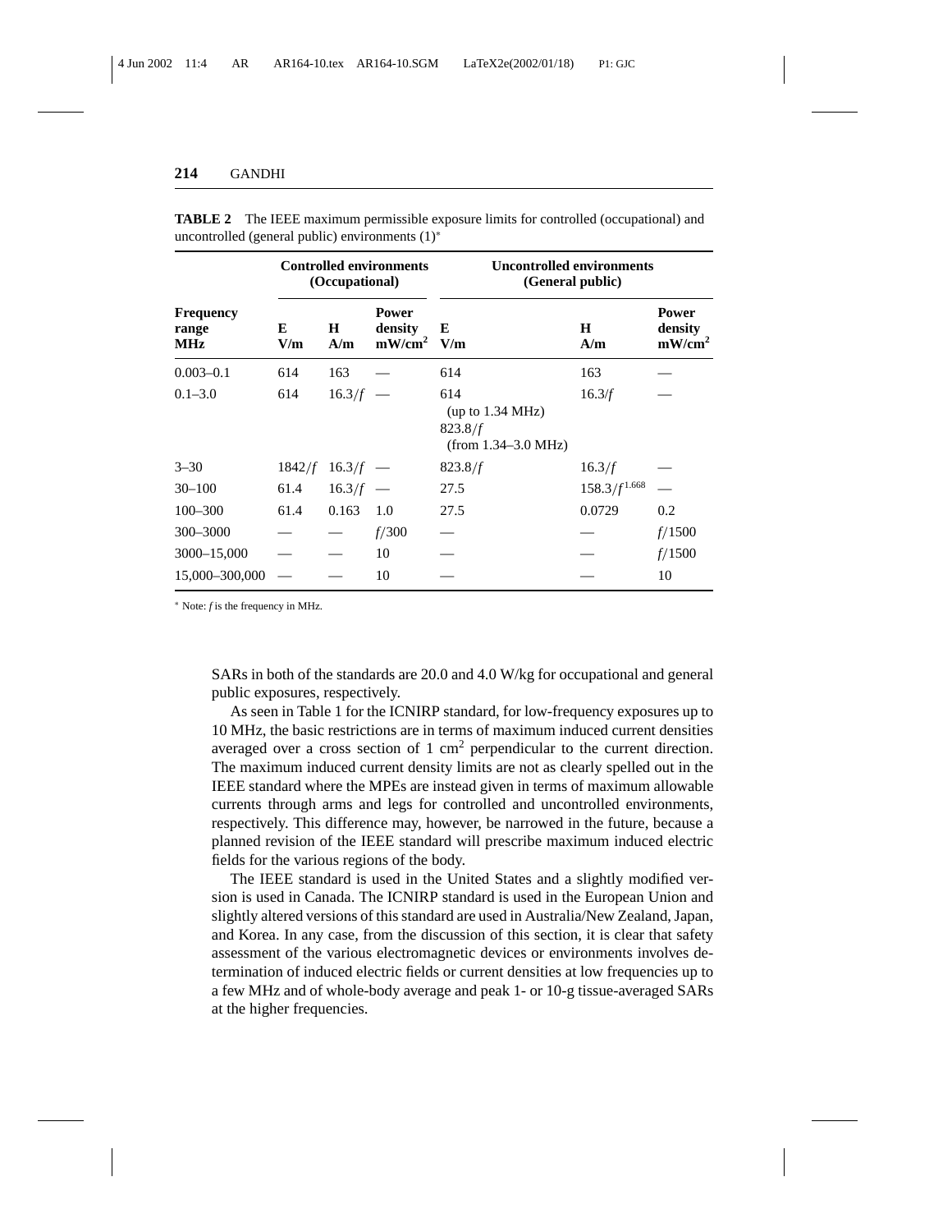**TABLE 2** The IEEE maximum permissible exposure limits for controlled (occupational) and uncontrolled (general public) environments (1)*

| Frequency range MHz | Controlled environments (Occupational) | | | Uncontrolled environments (General public) | | |
|---|---|---|---|---|---|---|
| | E V/m | H A/m | Power density $mW/cm^2$ | E V/m | H A/m | Power density $mW/cm^2$ |
| 0.003–0.1 | 614 | 163 | — | 614 | 163 | — |
| 0.1–3.0 | 614 | $16.3/f$ | — | 614 (up to 1.34 MHz) $823.8/f$ (from 1.34–3.0 MHz) | $16.3/f$ | — |
| 3–30 | $1842/f$ | $16.3/f$ | — | $823.8/f$ | $16.3/f$ | — |
| 30–100 | 61.4 | $16.3/f$ | — | 27.5 | $158.3/f^{1.668}$ | — |
| 100–300 | 61.4 | 0.163 | 1.0 | 27.5 | 0.0729 | 0.2 |
| 300–3000 | — | — | $f/300$ | — | — | $f/1500$ |
| 3000–15,000 | — | — | 10 | — | — | $f/1500$ |
| 15,000–300,000 | — | — | 10 | — | — | 10 |

* Note: $f$ is the frequency in MHz.

SARs in both of the standards are 20.0 and 4.0 W/kg for occupational and general public exposures, respectively.

As seen in Table 1 for the ICNIRP standard, for low-frequency exposures up to 10 MHz, the basic restrictions are in terms of maximum induced current densities averaged over a cross section of 1 $cm^2$ perpendicular to the current direction. The maximum induced current density limits are not as clearly spelled out in the IEEE standard where the MPEs are instead given in terms of maximum allowable currents through arms and legs for controlled and uncontrolled environments, respectively. This difference may, however, be narrowed in the future, because a planned revision of the IEEE standard will prescribe maximum induced electric fields for the various regions of the body.

The IEEE standard is used in the United States and a slightly modified version is used in Canada. The ICNIRP standard is used in the European Union and slightly altered versions of this standard are used in Australia/New Zealand, Japan, and Korea. In any case, from the discussion of this section, it is clear that safety assessment of the various electromagnetic devices or environments involves determination of induced electric fields or current densities at low frequencies up to a few MHz and of whole-body average and peak 1- or 10-g tissue-averaged SARs at the higher frequencies.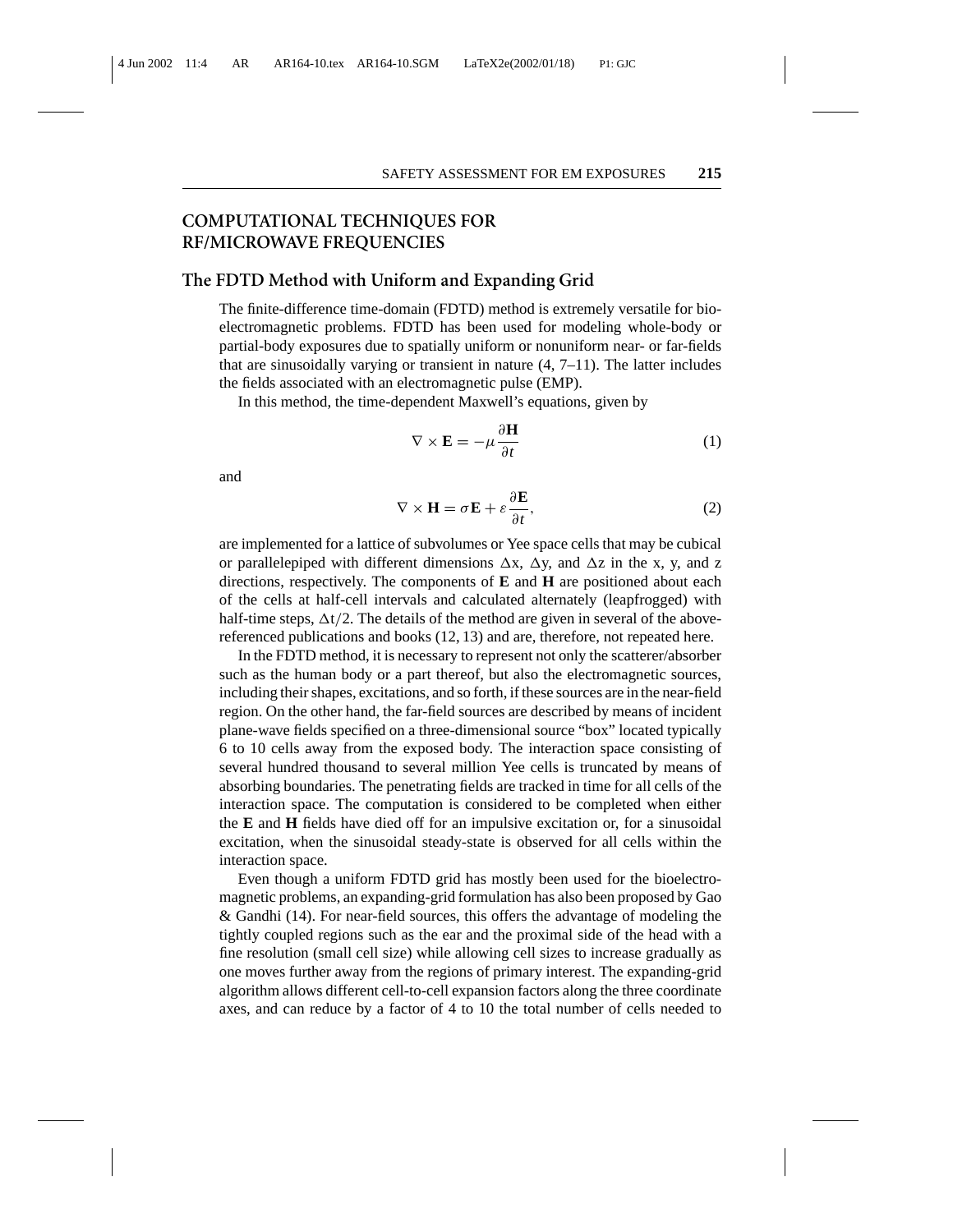## COMPUTATIONAL TECHNIQUES FOR RF/MICROWAVE FREQUENCIES

### The FDTD Method with Uniform and Expanding Grid

The finite-difference time-domain (FDTD) method is extremely versatile for bioelectromagnetic problems. FDTD has been used for modeling whole-body or partial-body exposures due to spatially uniform or nonuniform near- or far-fields that are sinusoidally varying or transient in nature (4, 7–11). The latter includes the fields associated with an electromagnetic pulse (EMP).

In this method, the time-dependent Maxwell's equations, given by

$$\nabla \times \mathbf{E} = -\mu \frac{\partial \mathbf{H}}{\partial t} \tag{1}$$

and

$$\nabla \times \mathbf{H} = \sigma \mathbf{E} + \varepsilon \frac{\partial \mathbf{E}}{\partial t}, \tag{2}$$

are implemented for a lattice of subvolumes or Yee space cells that may be cubical or parallelepiped with different dimensions $\Delta x$, $\Delta y$, and $\Delta z$ in the x, y, and z directions, respectively. The components of **E** and **H** are positioned about each of the cells at half-cell intervals and calculated alternately (leapfrogged) with half-time steps, $\Delta t/2$. The details of the method are given in several of the above-referenced publications and books (12, 13) and are, therefore, not repeated here.

In the FDTD method, it is necessary to represent not only the scatterer/absorber such as the human body or a part thereof, but also the electromagnetic sources, including their shapes, excitations, and so forth, if these sources are in the near-field region. On the other hand, the far-field sources are described by means of incident plane-wave fields specified on a three-dimensional source "box" located typically 6 to 10 cells away from the exposed body. The interaction space consisting of several hundred thousand to several million Yee cells is truncated by means of absorbing boundaries. The penetrating fields are tracked in time for all cells of the interaction space. The computation is considered to be completed when either the **E** and **H** fields have died off for an impulsive excitation or, for a sinusoidal excitation, when the sinusoidal steady-state is observed for all cells within the interaction space.

Even though a uniform FDTD grid has mostly been used for the bioelectromagnetic problems, an expanding-grid formulation has also been proposed by Gao & Gandhi (14). For near-field sources, this offers the advantage of modeling the tightly coupled regions such as the ear and the proximal side of the head with a fine resolution (small cell size) while allowing cell sizes to increase gradually as one moves further away from the regions of primary interest. The expanding-grid algorithm allows different cell-to-cell expansion factors along the three coordinate axes, and can reduce by a factor of 4 to 10 the total number of cells needed to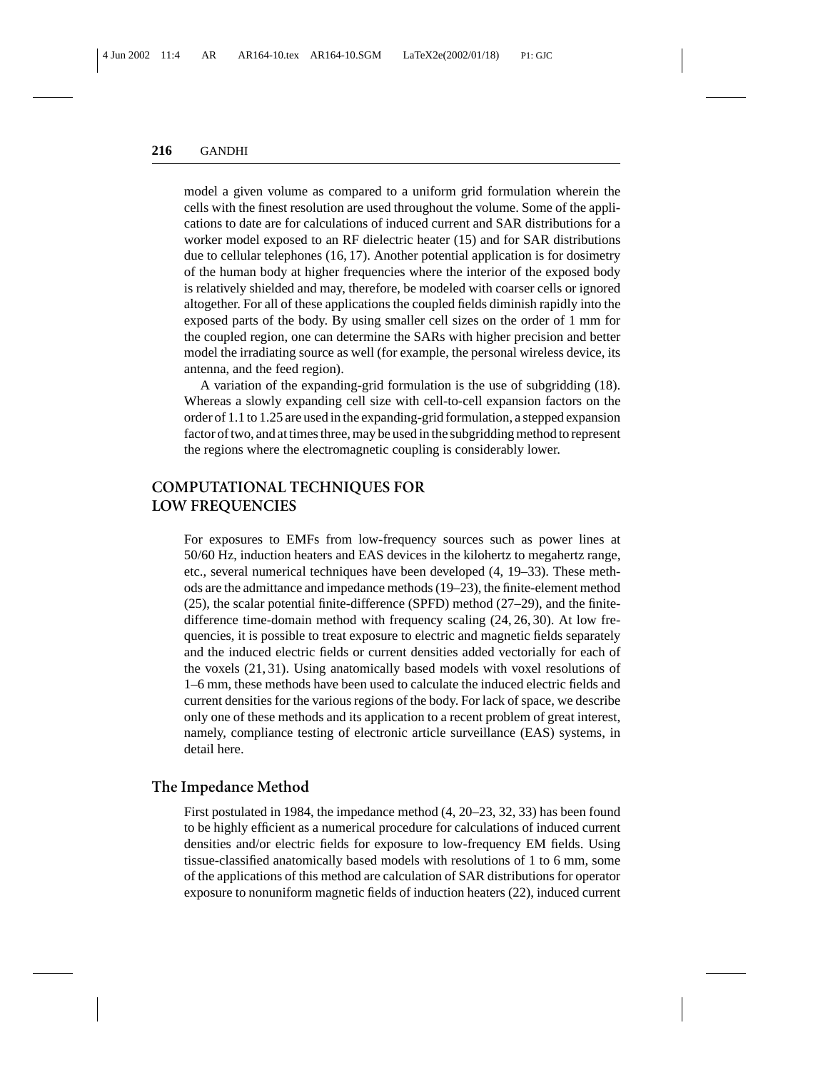model a given volume as compared to a uniform grid formulation wherein the cells with the finest resolution are used throughout the volume. Some of the applications to date are for calculations of induced current and SAR distributions for a worker model exposed to an RF dielectric heater (15) and for SAR distributions due to cellular telephones (16, 17). Another potential application is for dosimetry of the human body at higher frequencies where the interior of the exposed body is relatively shielded and may, therefore, be modeled with coarser cells or ignored altogether. For all of these applications the coupled fields diminish rapidly into the exposed parts of the body. By using smaller cell sizes on the order of 1 mm for the coupled region, one can determine the SARs with higher precision and better model the irradiating source as well (for example, the personal wireless device, its antenna, and the feed region).

A variation of the expanding-grid formulation is the use of subgridding (18). Whereas a slowly expanding cell size with cell-to-cell expansion factors on the order of 1.1 to 1.25 are used in the expanding-grid formulation, a stepped expansion factor of two, and at times three, may be used in the subgridding method to represent the regions where the electromagnetic coupling is considerably lower.

## COMPUTATIONAL TECHNIQUES FOR LOW FREQUENCIES

For exposures to EMFs from low-frequency sources such as power lines at 50/60 Hz, induction heaters and EAS devices in the kilohertz to megahertz range, etc., several numerical techniques have been developed (4, 19–33). These methods are the admittance and impedance methods (19–23), the finite-element method (25), the scalar potential finite-difference (SPFD) method (27–29), and the finite-difference time-domain method with frequency scaling (24, 26, 30). At low frequencies, it is possible to treat exposure to electric and magnetic fields separately and the induced electric fields or current densities added vectorially for each of the voxels (21, 31). Using anatomically based models with voxel resolutions of 1–6 mm, these methods have been used to calculate the induced electric fields and current densities for the various regions of the body. For lack of space, we describe only one of these methods and its application to a recent problem of great interest, namely, compliance testing of electronic article surveillance (EAS) systems, in detail here.

### The Impedance Method

First postulated in 1984, the impedance method (4, 20–23, 32, 33) has been found to be highly efficient as a numerical procedure for calculations of induced current densities and/or electric fields for exposure to low-frequency EM fields. Using tissue-classified anatomically based models with resolutions of 1 to 6 mm, some of the applications of this method are calculation of SAR distributions for operator exposure to nonuniform magnetic fields of induction heaters (22), induced current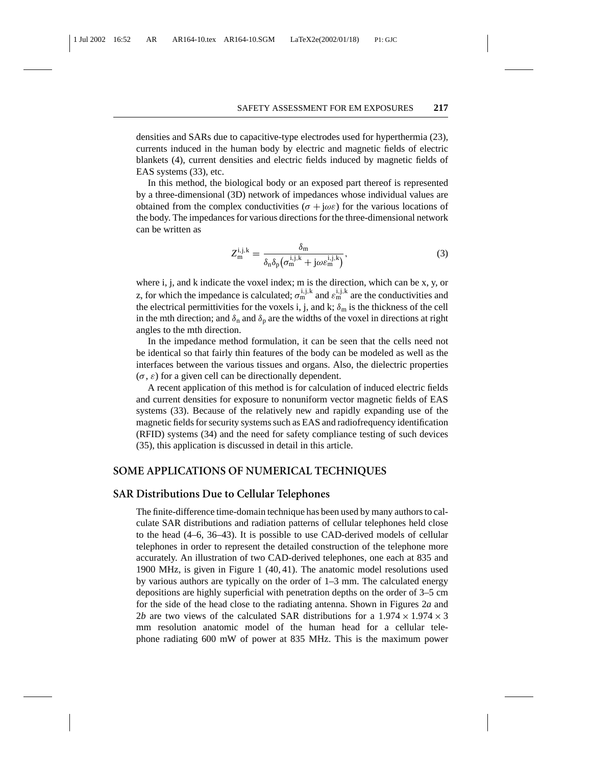densities and SARs due to capacitive-type electrodes used for hyperthermia (23), currents induced in the human body by electric and magnetic fields of electric blankets (4), current densities and electric fields induced by magnetic fields of EAS systems (33), etc.

In this method, the biological body or an exposed part thereof is represented by a three-dimensional (3D) network of impedances whose individual values are obtained from the complex conductivities ($\sigma + j\omega\varepsilon$) for the various locations of the body. The impedances for various directions for the three-dimensional network can be written as

$$Z_{\mathrm{m}}^{\mathrm{i,j,k}} = \frac{\delta_{\mathrm{m}}}{\delta_{\mathrm{n}}\delta_{\mathrm{p}}\left(\sigma_{\mathrm{m}}^{\mathrm{i,j,k}} + j\omega\varepsilon_{\mathrm{m}}^{\mathrm{i,j,k}}\right)}, \tag{3}$$

where i, j, and k indicate the voxel index; m is the direction, which can be x, y, or z, for which the impedance is calculated; $\sigma_{\mathrm{m}}^{\mathrm{i,j,k}}$ and $\varepsilon_{\mathrm{m}}^{\mathrm{i,j,k}}$ are the conductivities and the electrical permittivities for the voxels i, j, and k; $\delta_{\mathrm{m}}$ is the thickness of the cell in the mth direction; and $\delta_{\mathrm{n}}$ and $\delta_{\mathrm{p}}$ are the widths of the voxel in directions at right angles to the mth direction.

In the impedance method formulation, it can be seen that the cells need not be identical so that fairly thin features of the body can be modeled as well as the interfaces between the various tissues and organs. Also, the dielectric properties ($\sigma$, $\varepsilon$) for a given cell can be directionally dependent.

A recent application of this method is for calculation of induced electric fields and current densities for exposure to nonuniform vector magnetic fields of EAS systems (33). Because of the relatively new and rapidly expanding use of the magnetic fields for security systems such as EAS and radiofrequency identification (RFID) systems (34) and the need for safety compliance testing of such devices (35), this application is discussed in detail in this article.

## SOME APPLICATIONS OF NUMERICAL TECHNIQUES

### SAR Distributions Due to Cellular Telephones

The finite-difference time-domain technique has been used by many authors to calculate SAR distributions and radiation patterns of cellular telephones held close to the head (4–6, 36–43). It is possible to use CAD-derived models of cellular telephones in order to represent the detailed construction of the telephone more accurately. An illustration of two CAD-derived telephones, one each at 835 and 1900 MHz, is given in Figure 1 (40, 41). The anatomic model resolutions used by various authors are typically on the order of 1–3 mm. The calculated energy depositions are highly superficial with penetration depths on the order of 3–5 cm for the side of the head close to the radiating antenna. Shown in Figures 2*a* and 2*b* are two views of the calculated SAR distributions for a $1.974 \times 1.974 \times 3$ mm resolution anatomic model of the human head for a cellular telephone radiating 600 mW of power at 835 MHz. This is the maximum power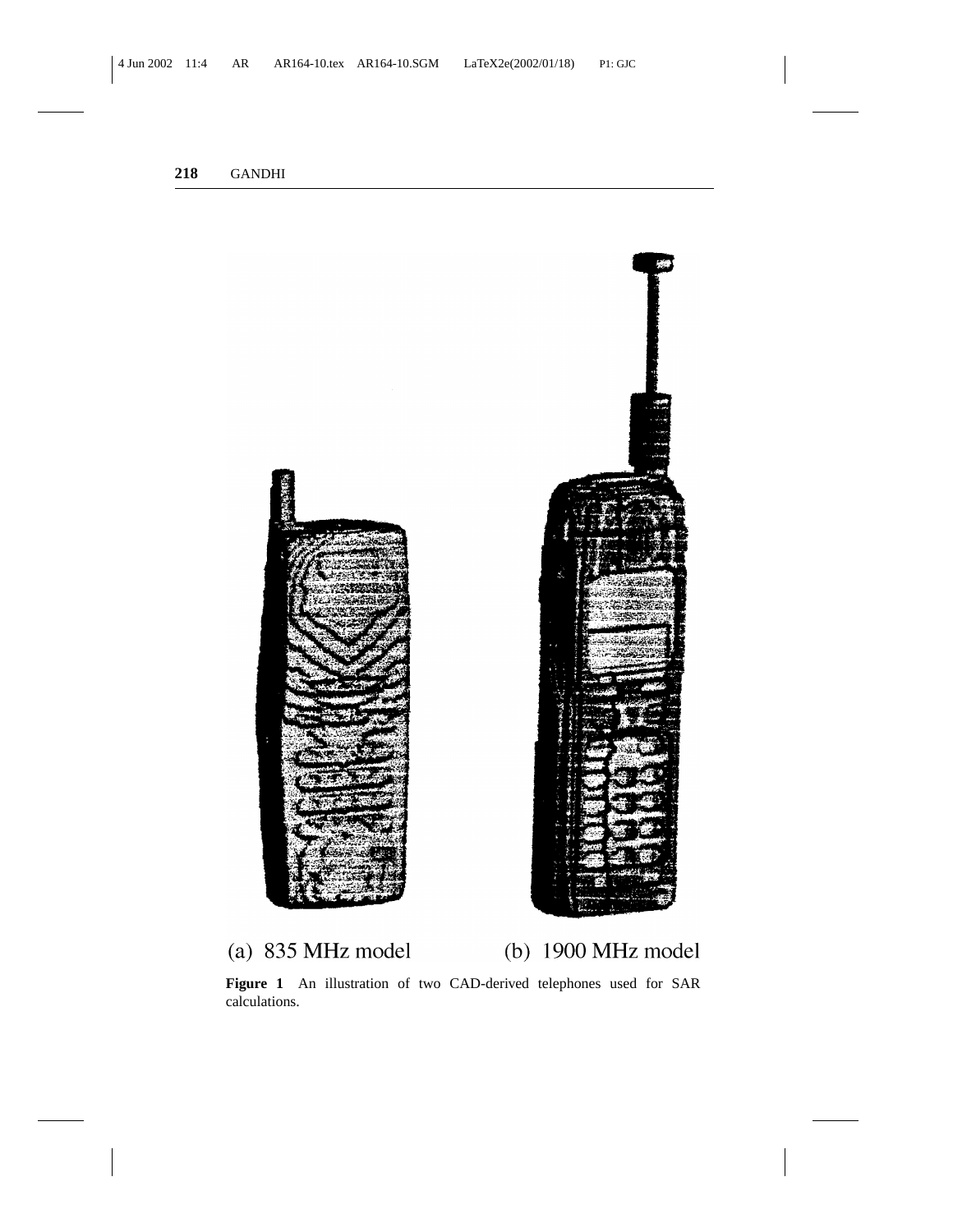(a) 835 MHz model (b) 1900 MHz model

**Figure 1** An illustration of two CAD-derived telephones used for SAR calculations.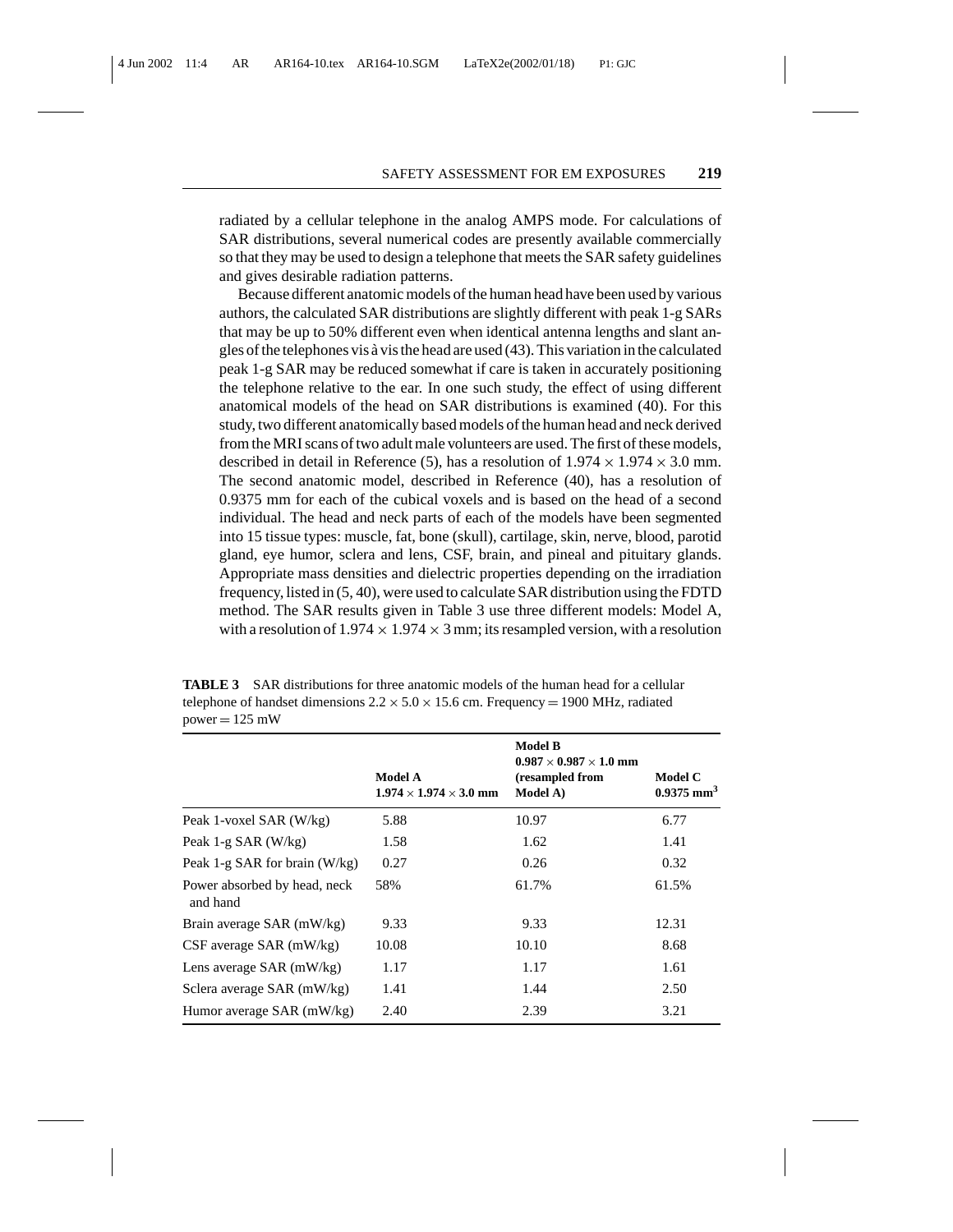radiated by a cellular telephone in the analog AMPS mode. For calculations of SAR distributions, several numerical codes are presently available commercially so that they may be used to design a telephone that meets the SAR safety guidelines and gives desirable radiation patterns.

Because different anatomic models of the human head have been used by various authors, the calculated SAR distributions are slightly different with peak 1-g SARs that may be up to 50% different even when identical antenna lengths and slant angles of the telephones vis à vis the head are used (43). This variation in the calculated peak 1-g SAR may be reduced somewhat if care is taken in accurately positioning the telephone relative to the ear. In one such study, the effect of using different anatomical models of the head on SAR distributions is examined (40). For this study, two different anatomically based models of the human head and neck derived from the MRI scans of two adult male volunteers are used. The first of these models, described in detail in Reference (5), has a resolution of $1.974 \times 1.974 \times 3.0$ mm. The second anatomic model, described in Reference (40), has a resolution of 0.9375 mm for each of the cubical voxels and is based on the head of a second individual. The head and neck parts of each of the models have been segmented into 15 tissue types: muscle, fat, bone (skull), cartilage, skin, nerve, blood, parotid gland, eye humor, sclera and lens, CSF, brain, and pineal and pituitary glands. Appropriate mass densities and dielectric properties depending on the irradiation frequency, listed in (5, 40), were used to calculate SAR distribution using the FDTD method. The SAR results given in Table 3 use three different models: Model A, with a resolution of $1.974 \times 1.974 \times 3$ mm; its resampled version, with a resolution

**TABLE 3** SAR distributions for three anatomic models of the human head for a cellular telephone of handset dimensions $2.2 \times 5.0 \times 15.6$ cm. Frequency = 1900 MHz, radiated power = 125 mW

| | Model A $1.974 \times 1.974 \times 3.0$ mm | Model B $0.987 \times 0.987 \times 1.0$ mm (resampled from Model A) | Model C $0.9375\ \text{mm}^3$ |
|---|---|---|---|
| Peak 1-voxel SAR (W/kg) | 5.88 | 10.97 | 6.77 |
| Peak 1-g SAR (W/kg) | 1.58 | 1.62 | 1.41 |
| Peak 1-g SAR for brain (W/kg) | 0.27 | 0.26 | 0.32 |
| Power absorbed by head, neck and hand | 58% | 61.7% | 61.5% |
| Brain average SAR (mW/kg) | 9.33 | 9.33 | 12.31 |
| CSF average SAR (mW/kg) | 10.08 | 10.10 | 8.68 |
| Lens average SAR (mW/kg) | 1.17 | 1.17 | 1.61 |
| Sclera average SAR (mW/kg) | 1.41 | 1.44 | 2.50 |
| Humor average SAR (mW/kg) | 2.40 | 2.39 | 3.21 |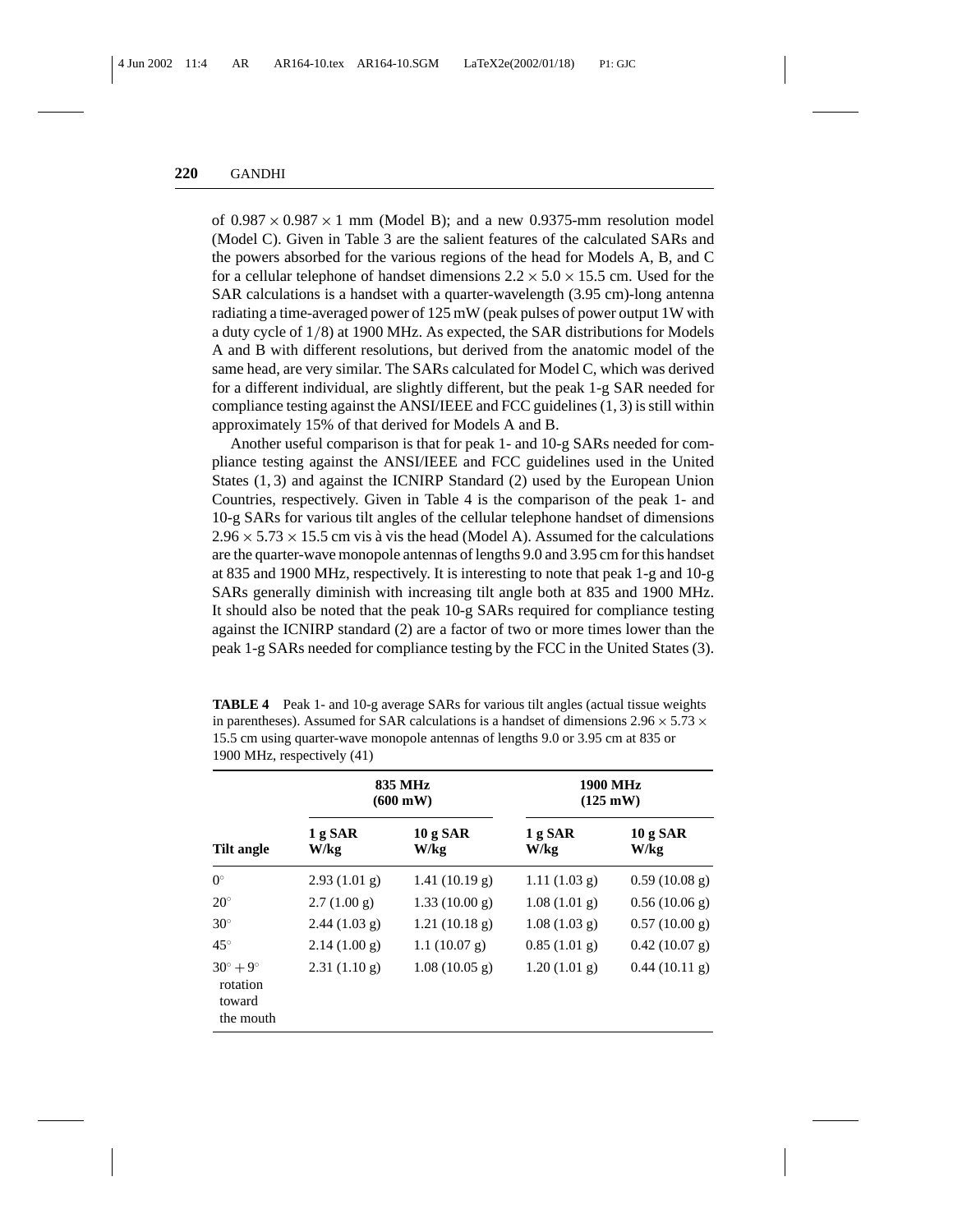of $0.987 \times 0.987 \times 1$ mm (Model B); and a new 0.9375-mm resolution model (Model C). Given in Table 3 are the salient features of the calculated SARs and the powers absorbed for the various regions of the head for Models A, B, and C for a cellular telephone of handset dimensions $2.2 \times 5.0 \times 15.5$ cm. Used for the SAR calculations is a handset with a quarter-wavelength (3.95 cm)-long antenna radiating a time-averaged power of 125 mW (peak pulses of power output 1W with a duty cycle of $1/8$) at 1900 MHz. As expected, the SAR distributions for Models A and B with different resolutions, but derived from the anatomic model of the same head, are very similar. The SARs calculated for Model C, which was derived for a different individual, are slightly different, but the peak 1-g SAR needed for compliance testing against the ANSI/IEEE and FCC guidelines (1, 3) is still within approximately 15% of that derived for Models A and B.

Another useful comparison is that for peak 1- and 10-g SARs needed for compliance testing against the ANSI/IEEE and FCC guidelines used in the United States (1, 3) and against the ICNIRP Standard (2) used by the European Union Countries, respectively. Given in Table 4 is the comparison of the peak 1- and 10-g SARs for various tilt angles of the cellular telephone handset of dimensions $2.96 \times 5.73 \times 15.5$ cm vis à vis the head (Model A). Assumed for the calculations are the quarter-wave monopole antennas of lengths 9.0 and 3.95 cm for this handset at 835 and 1900 MHz, respectively. It is interesting to note that peak 1-g and 10-g SARs generally diminish with increasing tilt angle both at 835 and 1900 MHz. It should also be noted that the peak 10-g SARs required for compliance testing against the ICNIRP standard (2) are a factor of two or more times lower than the peak 1-g SARs needed for compliance testing by the FCC in the United States (3).

**TABLE 4** Peak 1- and 10-g average SARs for various tilt angles (actual tissue weights in parentheses). Assumed for SAR calculations is a handset of dimensions $2.96 \times 5.73 \times 15.5$ cm using quarter-wave monopole antennas of lengths 9.0 or 3.95 cm at 835 or 1900 MHz, respectively (41)

| | 835 MHz (600 mW) | | 1900 MHz (125 mW) | |
|---|---|---|---|---|
| **Tilt angle** | **1 g SAR W/kg** | **10 g SAR W/kg** | **1 g SAR W/kg** | **10 g SAR W/kg** |
| $0^\circ$ | 2.93 (1.01 g) | 1.41 (10.19 g) | 1.11 (1.03 g) | 0.59 (10.08 g) |
| $20^\circ$ | 2.7 (1.00 g) | 1.33 (10.00 g) | 1.08 (1.01 g) | 0.56 (10.06 g) |
| $30^\circ$ | 2.44 (1.03 g) | 1.21 (10.18 g) | 1.08 (1.03 g) | 0.57 (10.00 g) |
| $45^\circ$ | 2.14 (1.00 g) | 1.1 (10.07 g) | 0.85 (1.01 g) | 0.42 (10.07 g) |
| $30^\circ + 9^\circ$ rotation toward the mouth | 2.31 (1.10 g) | 1.08 (10.05 g) | 1.20 (1.01 g) | 0.44 (10.11 g) |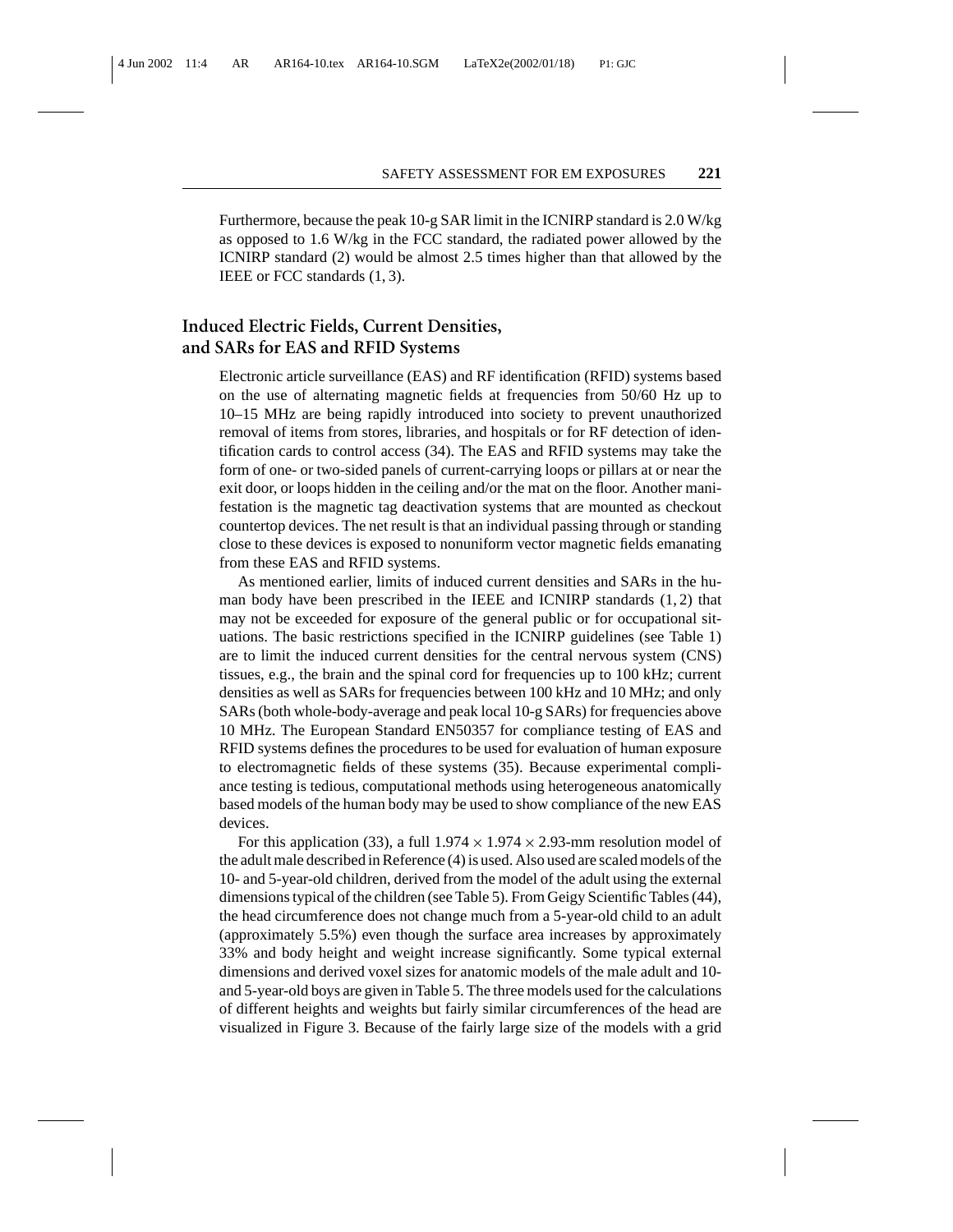Furthermore, because the peak 10-g SAR limit in the ICNIRP standard is 2.0 W/kg as opposed to 1.6 W/kg in the FCC standard, the radiated power allowed by the ICNIRP standard (2) would be almost 2.5 times higher than that allowed by the IEEE or FCC standards (1, 3).

## Induced Electric Fields, Current Densities, and SARs for EAS and RFID Systems

Electronic article surveillance (EAS) and RF identification (RFID) systems based on the use of alternating magnetic fields at frequencies from 50/60 Hz up to 10–15 MHz are being rapidly introduced into society to prevent unauthorized removal of items from stores, libraries, and hospitals or for RF detection of identification cards to control access (34). The EAS and RFID systems may take the form of one- or two-sided panels of current-carrying loops or pillars at or near the exit door, or loops hidden in the ceiling and/or the mat on the floor. Another manifestation is the magnetic tag deactivation systems that are mounted as checkout countertop devices. The net result is that an individual passing through or standing close to these devices is exposed to nonuniform vector magnetic fields emanating from these EAS and RFID systems.

As mentioned earlier, limits of induced current densities and SARs in the human body have been prescribed in the IEEE and ICNIRP standards (1, 2) that may not be exceeded for exposure of the general public or for occupational situations. The basic restrictions specified in the ICNIRP guidelines (see Table 1) are to limit the induced current densities for the central nervous system (CNS) tissues, e.g., the brain and the spinal cord for frequencies up to 100 kHz; current densities as well as SARs for frequencies between 100 kHz and 10 MHz; and only SARs (both whole-body-average and peak local 10-g SARs) for frequencies above 10 MHz. The European Standard EN50357 for compliance testing of EAS and RFID systems defines the procedures to be used for evaluation of human exposure to electromagnetic fields of these systems (35). Because experimental compliance testing is tedious, computational methods using heterogeneous anatomically based models of the human body may be used to show compliance of the new EAS devices.

For this application (33), a full $1.974 \times 1.974 \times 2.93$-mm resolution model of the adult male described in Reference (4) is used. Also used are scaled models of the 10- and 5-year-old children, derived from the model of the adult using the external dimensions typical of the children (see Table 5). From Geigy Scientific Tables (44), the head circumference does not change much from a 5-year-old child to an adult (approximately 5.5%) even though the surface area increases by approximately 33% and body height and weight increase significantly. Some typical external dimensions and derived voxel sizes for anatomic models of the male adult and 10- and 5-year-old boys are given in Table 5. The three models used for the calculations of different heights and weights but fairly similar circumferences of the head are visualized in Figure 3. Because of the fairly large size of the models with a grid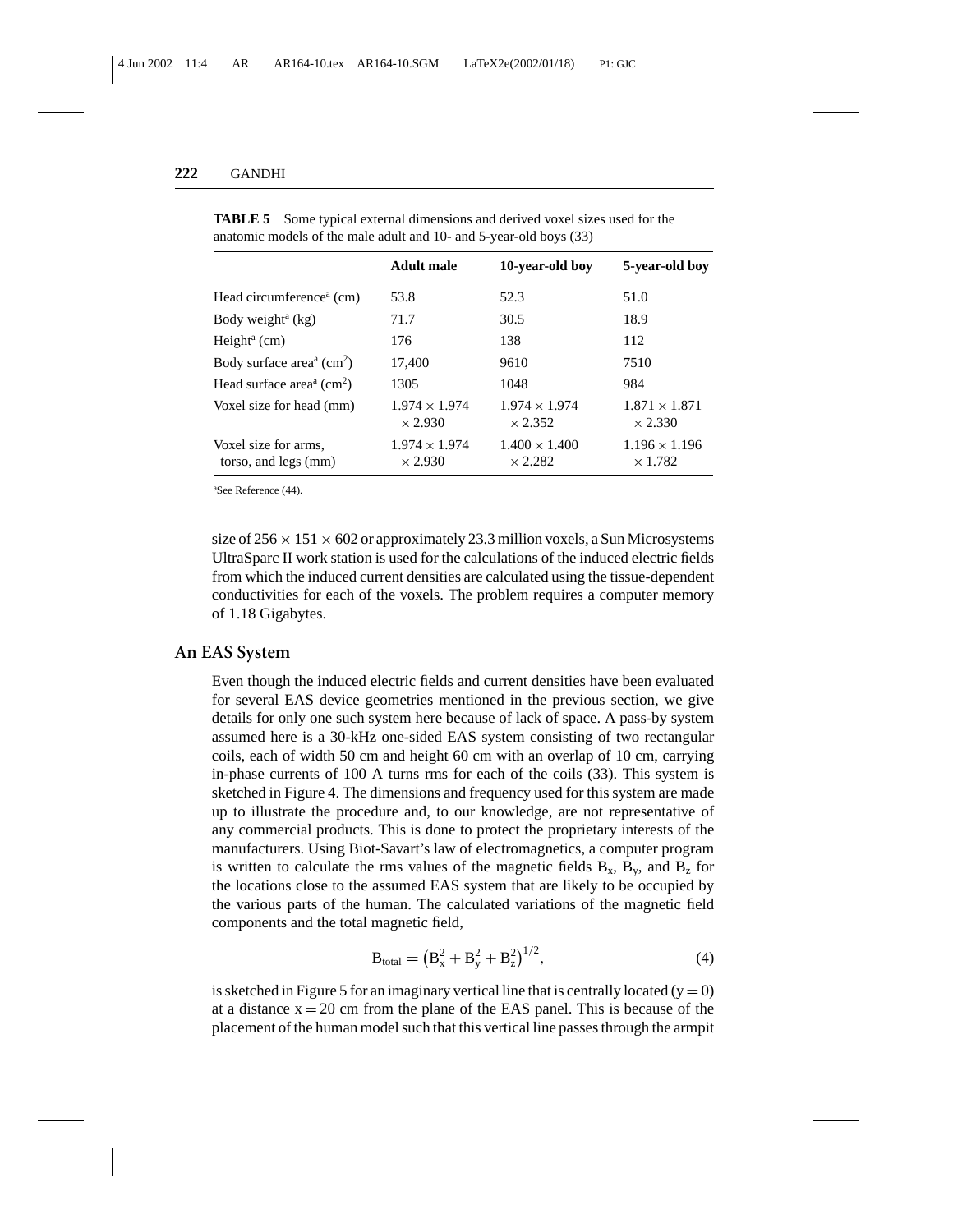**TABLE 5** Some typical external dimensions and derived voxel sizes used for the anatomic models of the male adult and 10- and 5-year-old boys (33)

| | Adult male | 10-year-old boy | 5-year-old boy |
|---|---|---|---|
| Head circumference[a] (cm) | 53.8 | 52.3 | 51.0 |
| Body weight[a] (kg) | 71.7 | 30.5 | 18.9 |
| Height[a] (cm) | 176 | 138 | 112 |
| Body surface area[a] ($cm^2$) | 17,400 | 9610 | 7510 |
| Head surface area[a] ($cm^2$) | 1305 | 1048 | 984 |
| Voxel size for head (mm) | $1.974 \times 1.974 \times 2.930$ | $1.974 \times 1.974 \times 2.352$ | $1.871 \times 1.871 \times 2.330$ |
| Voxel size for arms, torso, and legs (mm) | $1.974 \times 1.974 \times 2.930$ | $1.400 \times 1.400 \times 2.282$ | $1.196 \times 1.196 \times 1.782$ |

[a]See Reference (44).

size of $256 \times 151 \times 602$ or approximately 23.3 million voxels, a Sun Microsystems UltraSparc II work station is used for the calculations of the induced electric fields from which the induced current densities are calculated using the tissue-dependent conductivities for each of the voxels. The problem requires a computer memory of 1.18 Gigabytes.

## An EAS System

Even though the induced electric fields and current densities have been evaluated for several EAS device geometries mentioned in the previous section, we give details for only one such system here because of lack of space. A pass-by system assumed here is a 30-kHz one-sided EAS system consisting of two rectangular coils, each of width 50 cm and height 60 cm with an overlap of 10 cm, carrying in-phase currents of 100 A turns rms for each of the coils (33). This system is sketched in Figure 4. The dimensions and frequency used for this system are made up to illustrate the procedure and, to our knowledge, are not representative of any commercial products. This is done to protect the proprietary interests of the manufacturers. Using Biot-Savart's law of electromagnetics, a computer program is written to calculate the rms values of the magnetic fields $B_x$, $B_y$, and $B_z$ for the locations close to the assumed EAS system that are likely to be occupied by the various parts of the human. The calculated variations of the magnetic field components and the total magnetic field,

$$B_{total} = \left(B_x^2 + B_y^2 + B_z^2\right)^{1/2}, \tag{4}$$

is sketched in Figure 5 for an imaginary vertical line that is centrally located ($y = 0$) at a distance $x = 20$ cm from the plane of the EAS panel. This is because of the placement of the human model such that this vertical line passes through the armpit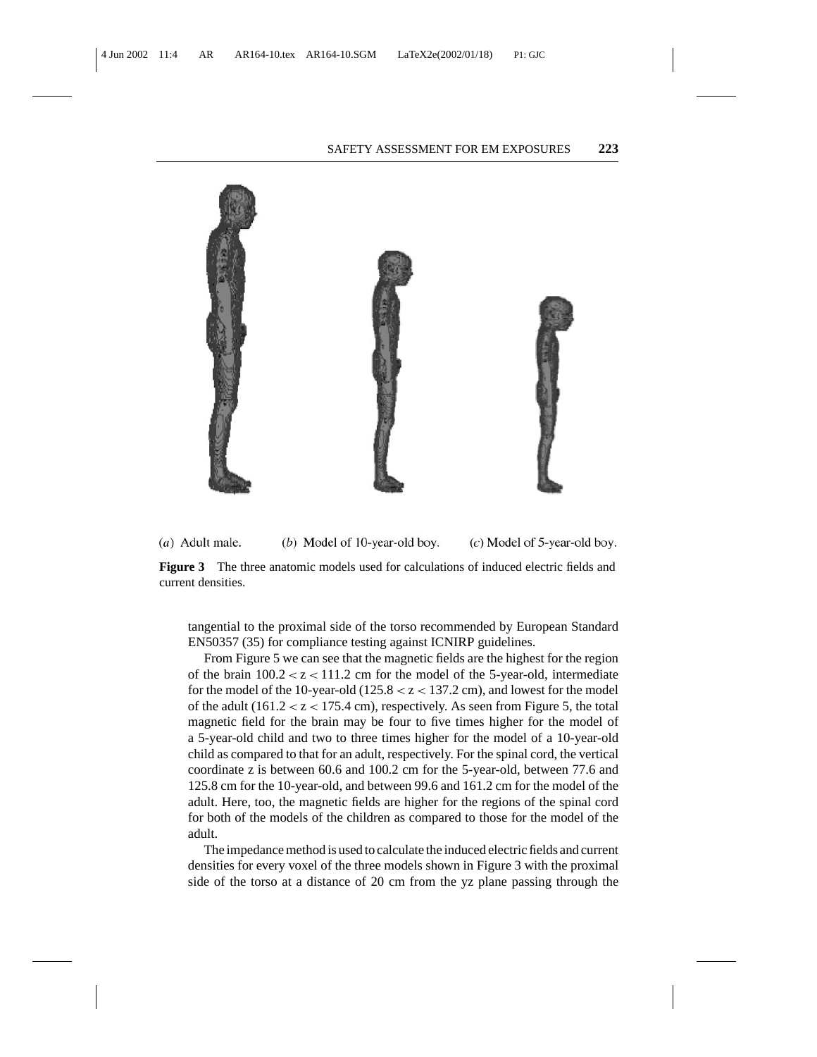(*a*) Adult male. (*b*) Model of 10-year-old boy. (*c*) Model of 5-year-old boy.

**Figure 3** The three anatomic models used for calculations of induced electric fields and current densities.

tangential to the proximal side of the torso recommended by European Standard EN50357 (35) for compliance testing against ICNIRP guidelines.

From Figure 5 we can see that the magnetic fields are the highest for the region of the brain $100.2 < z < 111.2$ cm for the model of the 5-year-old, intermediate for the model of the 10-year-old ($125.8 < z < 137.2$ cm), and lowest for the model of the adult ($161.2 < z < 175.4$ cm), respectively. As seen from Figure 5, the total magnetic field for the brain may be four to five times higher for the model of a 5-year-old child and two to three times higher for the model of a 10-year-old child as compared to that for an adult, respectively. For the spinal cord, the vertical coordinate z is between 60.6 and 100.2 cm for the 5-year-old, between 77.6 and 125.8 cm for the 10-year-old, and between 99.6 and 161.2 cm for the model of the adult. Here, too, the magnetic fields are higher for the regions of the spinal cord for both of the models of the children as compared to those for the model of the adult.

The impedance method is used to calculate the induced electric fields and current densities for every voxel of the three models shown in Figure 3 with the proximal side of the torso at a distance of 20 cm from the yz plane passing through the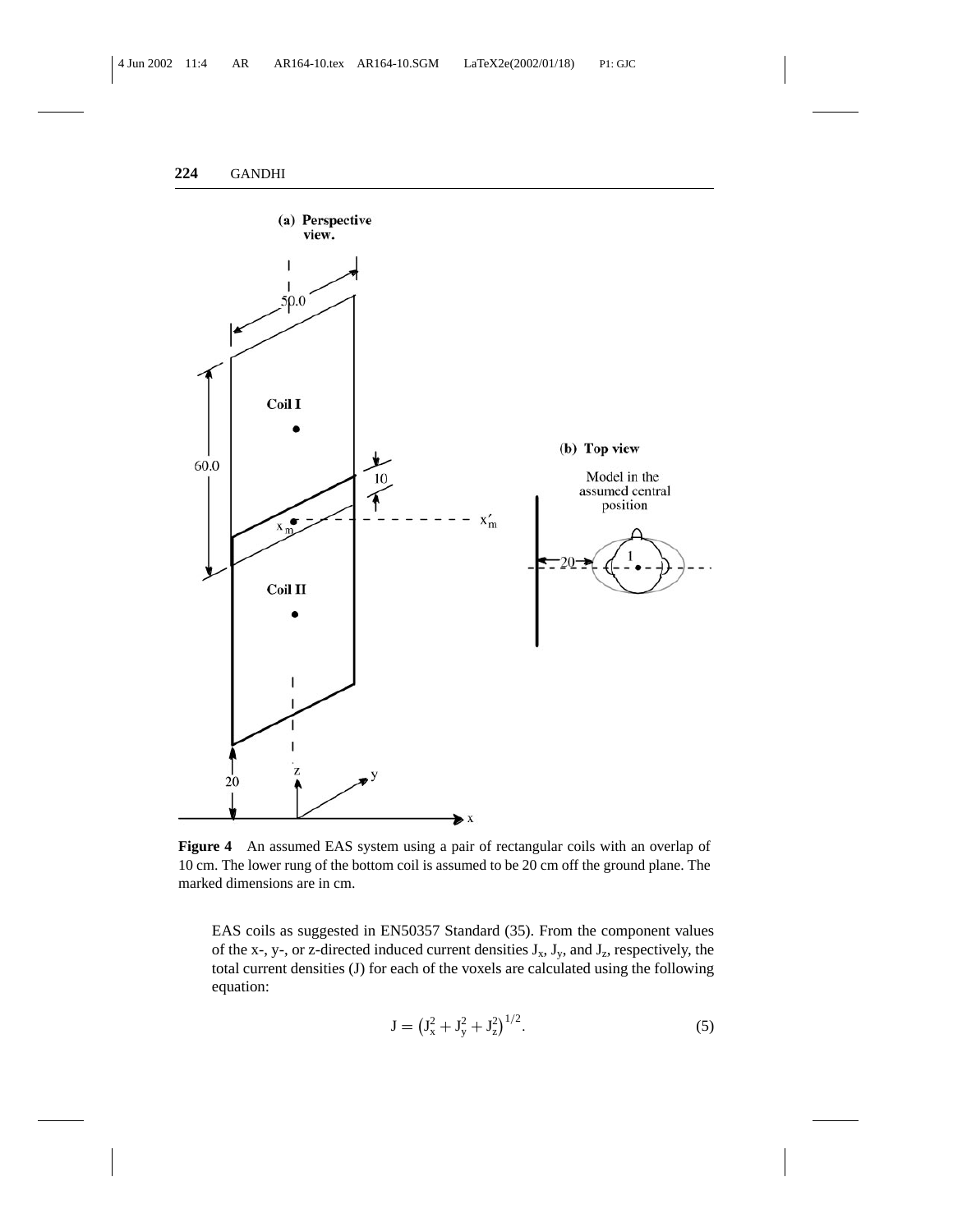**Figure 4** An assumed EAS system using a pair of rectangular coils with an overlap of 10 cm. The lower rung of the bottom coil is assumed to be 20 cm off the ground plane. The marked dimensions are in cm.

EAS coils as suggested in EN50357 Standard (35). From the component values of the x-, y-, or z-directed induced current densities $J_x$, $J_y$, and $J_z$, respectively, the total current densities (J) for each of the voxels are calculated using the following equation:

$$J = \left(J_x^2 + J_y^2 + J_z^2\right)^{1/2}. \tag{5}$$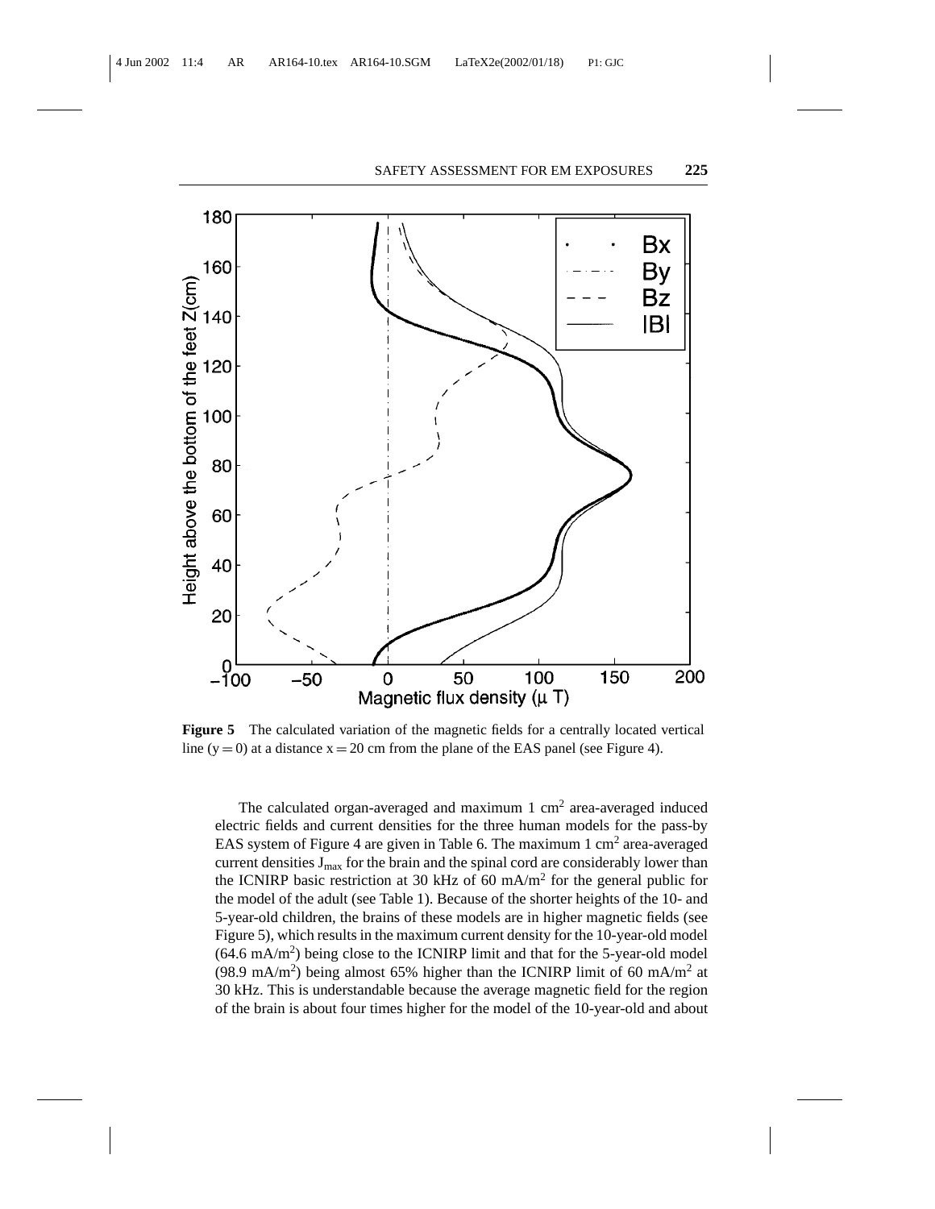**Figure 5** The calculated variation of the magnetic fields for a centrally located vertical line (y = 0) at a distance x = 20 cm from the plane of the EAS panel (see Figure 4).

The calculated organ-averaged and maximum 1 $cm^2$ area-averaged induced electric fields and current densities for the three human models for the pass-by EAS system of Figure 4 are given in Table 6. The maximum 1 $cm^2$ area-averaged current densities $J_{max}$ for the brain and the spinal cord are considerably lower than the ICNIRP basic restriction at 30 kHz of 60 mA/$m^2$ for the general public for the model of the adult (see Table 1). Because of the shorter heights of the 10- and 5-year-old children, the brains of these models are in higher magnetic fields (see Figure 5), which results in the maximum current density for the 10-year-old model (64.6 mA/$m^2$) being close to the ICNIRP limit and that for the 5-year-old model (98.9 mA/$m^2$) being almost 65% higher than the ICNIRP limit of 60 mA/$m^2$ at 30 kHz. This is understandable because the average magnetic field for the region of the brain is about four times higher for the model of the 10-year-old and about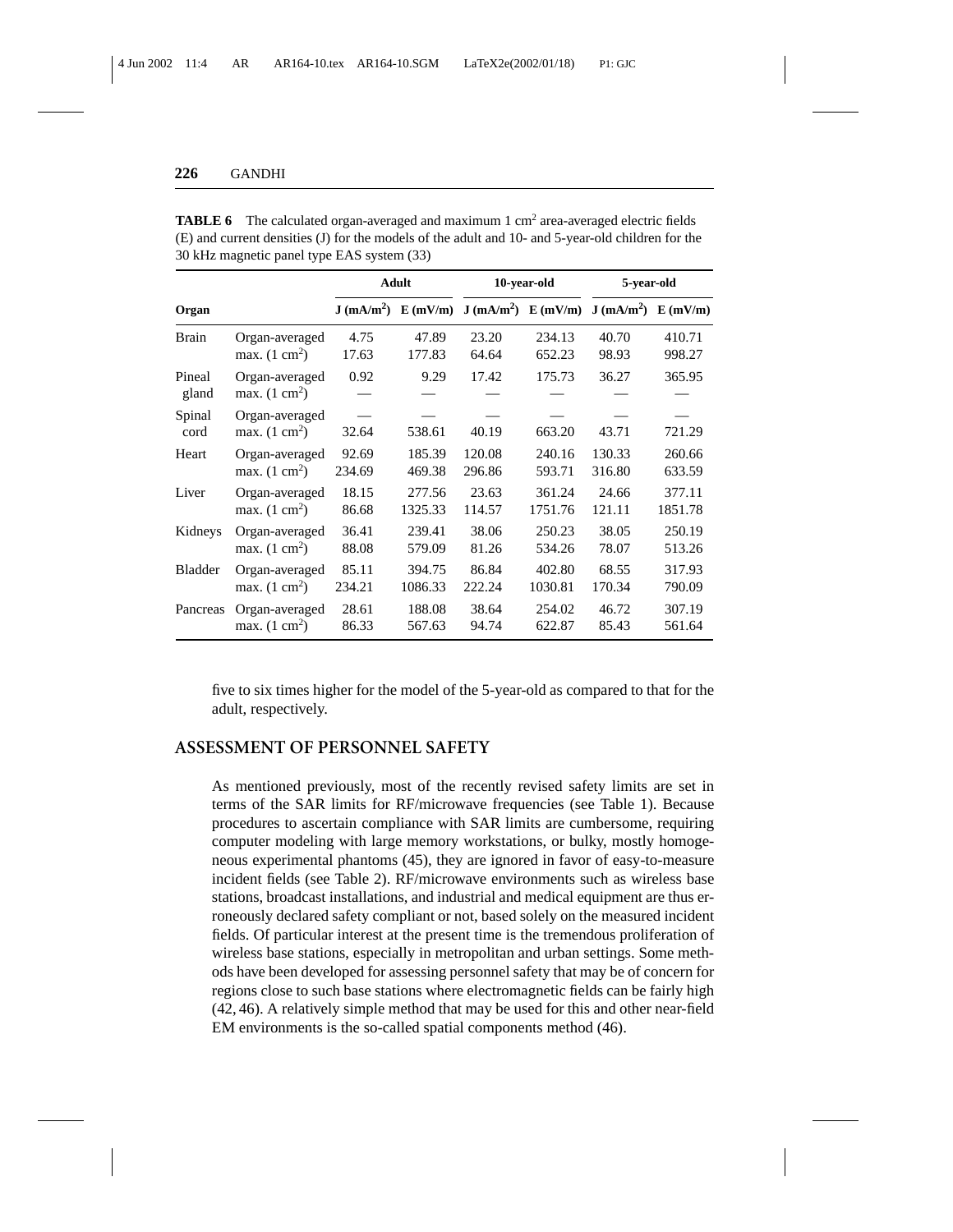**TABLE 6** The calculated organ-averaged and maximum 1 cm$^2$ area-averaged electric fields (E) and current densities (J) for the models of the adult and 10- and 5-year-old children for the 30 kHz magnetic panel type EAS system (33)

| Organ | | Adult | | 10-year-old | | 5-year-old | |
|---|---|---|---|---|---|---|---|
| | | J (mA/m$^2$) | E (mV/m) | J (mA/m$^2$) | E (mV/m) | J (mA/m$^2$) | E (mV/m) |
| Brain | Organ-averaged | 4.75 | 47.89 | 23.20 | 234.13 | 40.70 | 410.71 |
| | max. (1 cm$^2$) | 17.63 | 177.83 | 64.64 | 652.23 | 98.93 | 998.27 |
| Pineal gland | Organ-averaged | 0.92 | 9.29 | 17.42 | 175.73 | 36.27 | 365.95 |
| | max. (1 cm$^2$) | — | — | — | — | — | — |
| Spinal cord | Organ-averaged | — | — | — | — | — | — |
| | max. (1 cm$^2$) | 32.64 | 538.61 | 40.19 | 663.20 | 43.71 | 721.29 |
| Heart | Organ-averaged | 92.69 | 185.39 | 120.08 | 240.16 | 130.33 | 260.66 |
| | max. (1 cm$^2$) | 234.69 | 469.38 | 296.86 | 593.71 | 316.80 | 633.59 |
| Liver | Organ-averaged | 18.15 | 277.56 | 23.63 | 361.24 | 24.66 | 377.11 |
| | max. (1 cm$^2$) | 86.68 | 1325.33 | 114.57 | 1751.76 | 121.11 | 1851.78 |
| Kidneys | Organ-averaged | 36.41 | 239.41 | 38.06 | 250.23 | 38.05 | 250.19 |
| | max. (1 cm$^2$) | 88.08 | 579.09 | 81.26 | 534.26 | 78.07 | 513.26 |
| Bladder | Organ-averaged | 85.11 | 394.75 | 86.84 | 402.80 | 68.55 | 317.93 |
| | max. (1 cm$^2$) | 234.21 | 1086.33 | 222.24 | 1030.81 | 170.34 | 790.09 |
| Pancreas | Organ-averaged | 28.61 | 188.08 | 38.64 | 254.02 | 46.72 | 307.19 |
| | max. (1 cm$^2$) | 86.33 | 567.63 | 94.74 | 622.87 | 85.43 | 561.64 |

five to six times higher for the model of the 5-year-old as compared to that for the adult, respectively.

## ASSESSMENT OF PERSONNEL SAFETY

As mentioned previously, most of the recently revised safety limits are set in terms of the SAR limits for RF/microwave frequencies (see Table 1). Because procedures to ascertain compliance with SAR limits are cumbersome, requiring computer modeling with large memory workstations, or bulky, mostly homogeneous experimental phantoms (45), they are ignored in favor of easy-to-measure incident fields (see Table 2). RF/microwave environments such as wireless base stations, broadcast installations, and industrial and medical equipment are thus erroneously declared safety compliant or not, based solely on the measured incident fields. Of particular interest at the present time is the tremendous proliferation of wireless base stations, especially in metropolitan and urban settings. Some methods have been developed for assessing personnel safety that may be of concern for regions close to such base stations where electromagnetic fields can be fairly high (42, 46). A relatively simple method that may be used for this and other near-field EM environments is the so-called spatial components method (46).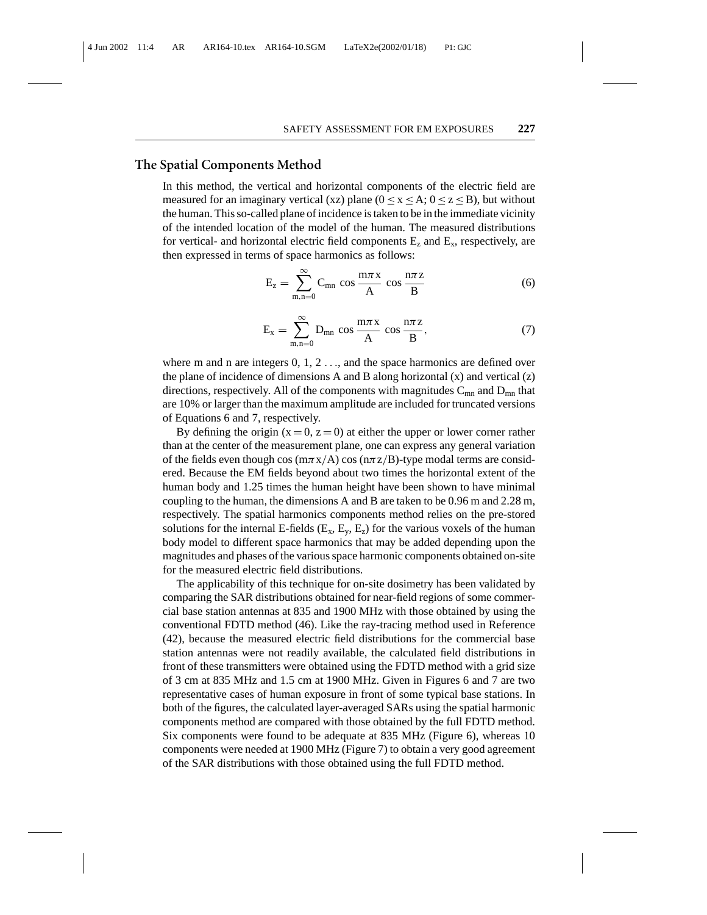## The Spatial Components Method

In this method, the vertical and horizontal components of the electric field are measured for an imaginary vertical (xz) plane ($0 \leq x \leq A$; $0 \leq z \leq B$), but without the human. This so-called plane of incidence is taken to be in the immediate vicinity of the intended location of the model of the human. The measured distributions for vertical- and horizontal electric field components $E_z$ and $E_x$, respectively, are then expressed in terms of space harmonics as follows:

$$E_z = \sum_{m,n=0}^{\infty} C_{mn} \cos \frac{m\pi x}{A} \cos \frac{n\pi z}{B} \tag{6}$$

$$E_x = \sum_{m,n=0}^{\infty} D_{mn} \cos \frac{m\pi x}{A} \cos \frac{n\pi z}{B}, \tag{7}$$

where m and n are integers 0, 1, 2 . . ., and the space harmonics are defined over the plane of incidence of dimensions A and B along horizontal (x) and vertical (z) directions, respectively. All of the components with magnitudes $C_{mn}$ and $D_{mn}$ that are 10% or larger than the maximum amplitude are included for truncated versions of Equations 6 and 7, respectively.

By defining the origin ($x = 0$, $z = 0$) at either the upper or lower corner rather than at the center of the measurement plane, one can express any general variation of the fields even though $\cos(m\pi x/A) \cos(n\pi z/B)$-type modal terms are considered. Because the EM fields beyond about two times the horizontal extent of the human body and 1.25 times the human height have been shown to have minimal coupling to the human, the dimensions A and B are taken to be 0.96 m and 2.28 m, respectively. The spatial harmonics components method relies on the pre-stored solutions for the internal E-fields ($E_x$, $E_y$, $E_z$) for the various voxels of the human body model to different space harmonics that may be added depending upon the magnitudes and phases of the various space harmonic components obtained on-site for the measured electric field distributions.

The applicability of this technique for on-site dosimetry has been validated by comparing the SAR distributions obtained for near-field regions of some commercial base station antennas at 835 and 1900 MHz with those obtained by using the conventional FDTD method (46). Like the ray-tracing method used in Reference (42), because the measured electric field distributions for the commercial base station antennas were not readily available, the calculated field distributions in front of these transmitters were obtained using the FDTD method with a grid size of 3 cm at 835 MHz and 1.5 cm at 1900 MHz. Given in Figures 6 and 7 are two representative cases of human exposure in front of some typical base stations. In both of the figures, the calculated layer-averaged SARs using the spatial harmonic components method are compared with those obtained by the full FDTD method. Six components were found to be adequate at 835 MHz (Figure 6), whereas 10 components were needed at 1900 MHz (Figure 7) to obtain a very good agreement of the SAR distributions with those obtained using the full FDTD method.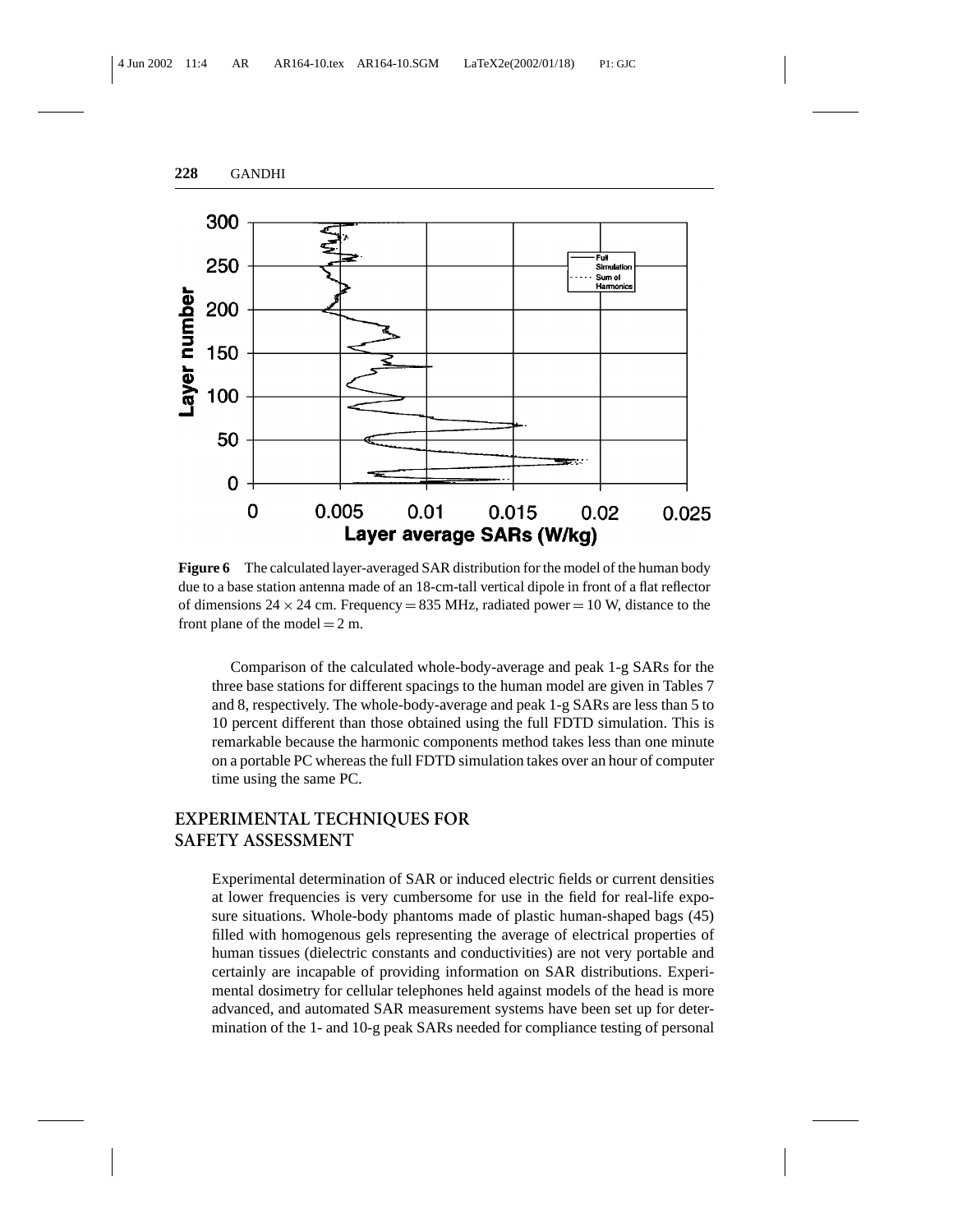**Figure 6** The calculated layer-averaged SAR distribution for the model of the human body due to a base station antenna made of an 18-cm-tall vertical dipole in front of a flat reflector of dimensions $24 \times 24$ cm. Frequency = 835 MHz, radiated power = 10 W, distance to the front plane of the model = 2 m.

Comparison of the calculated whole-body-average and peak 1-g SARs for the three base stations for different spacings to the human model are given in Tables 7 and 8, respectively. The whole-body-average and peak 1-g SARs are less than 5 to 10 percent different than those obtained using the full FDTD simulation. This is remarkable because the harmonic components method takes less than one minute on a portable PC whereas the full FDTD simulation takes over an hour of computer time using the same PC.

## EXPERIMENTAL TECHNIQUES FOR SAFETY ASSESSMENT

Experimental determination of SAR or induced electric fields or current densities at lower frequencies is very cumbersome for use in the field for real-life exposure situations. Whole-body phantoms made of plastic human-shaped bags (45) filled with homogenous gels representing the average of electrical properties of human tissues (dielectric constants and conductivities) are not very portable and certainly are incapable of providing information on SAR distributions. Experimental dosimetry for cellular telephones held against models of the head is more advanced, and automated SAR measurement systems have been set up for determination of the 1- and 10-g peak SARs needed for compliance testing of personal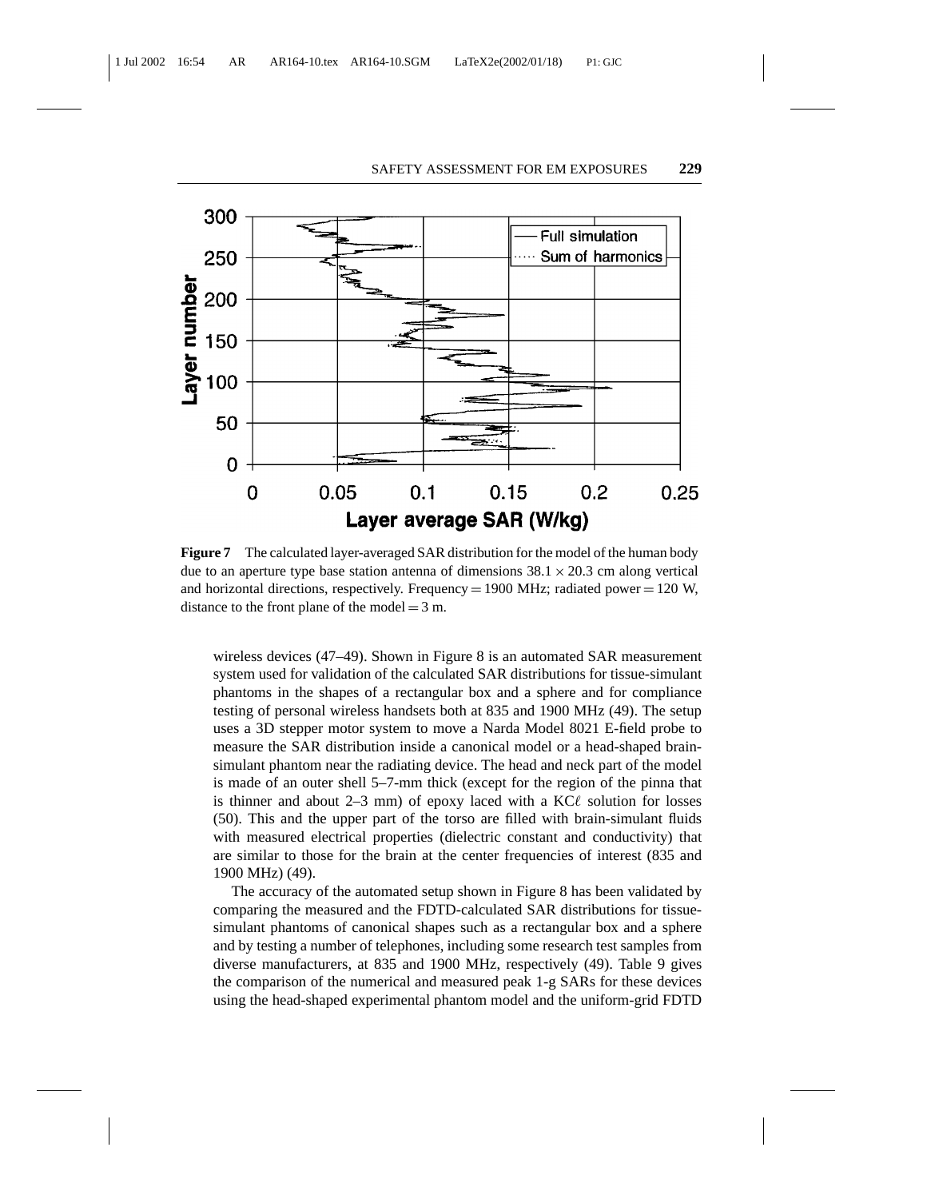**Figure 7** The calculated layer-averaged SAR distribution for the model of the human body due to an aperture type base station antenna of dimensions $38.1 \times 20.3$ cm along vertical and horizontal directions, respectively. Frequency = 1900 MHz; radiated power = 120 W, distance to the front plane of the model = 3 m.

wireless devices (47–49). Shown in Figure 8 is an automated SAR measurement system used for validation of the calculated SAR distributions for tissue-simulant phantoms in the shapes of a rectangular box and a sphere and for compliance testing of personal wireless handsets both at 835 and 1900 MHz (49). The setup uses a 3D stepper motor system to move a Narda Model 8021 E-field probe to measure the SAR distribution inside a canonical model or a head-shaped brain-simulant phantom near the radiating device. The head and neck part of the model is made of an outer shell 5–7-mm thick (except for the region of the pinna that is thinner and about 2–3 mm) of epoxy laced with a KCℓ solution for losses (50). This and the upper part of the torso are filled with brain-simulant fluids with measured electrical properties (dielectric constant and conductivity) that are similar to those for the brain at the center frequencies of interest (835 and 1900 MHz) (49).

The accuracy of the automated setup shown in Figure 8 has been validated by comparing the measured and the FDTD-calculated SAR distributions for tissue-simulant phantoms of canonical shapes such as a rectangular box and a sphere and by testing a number of telephones, including some research test samples from diverse manufacturers, at 835 and 1900 MHz, respectively (49). Table 9 gives the comparison of the numerical and measured peak 1-g SARs for these devices using the head-shaped experimental phantom model and the uniform-grid FDTD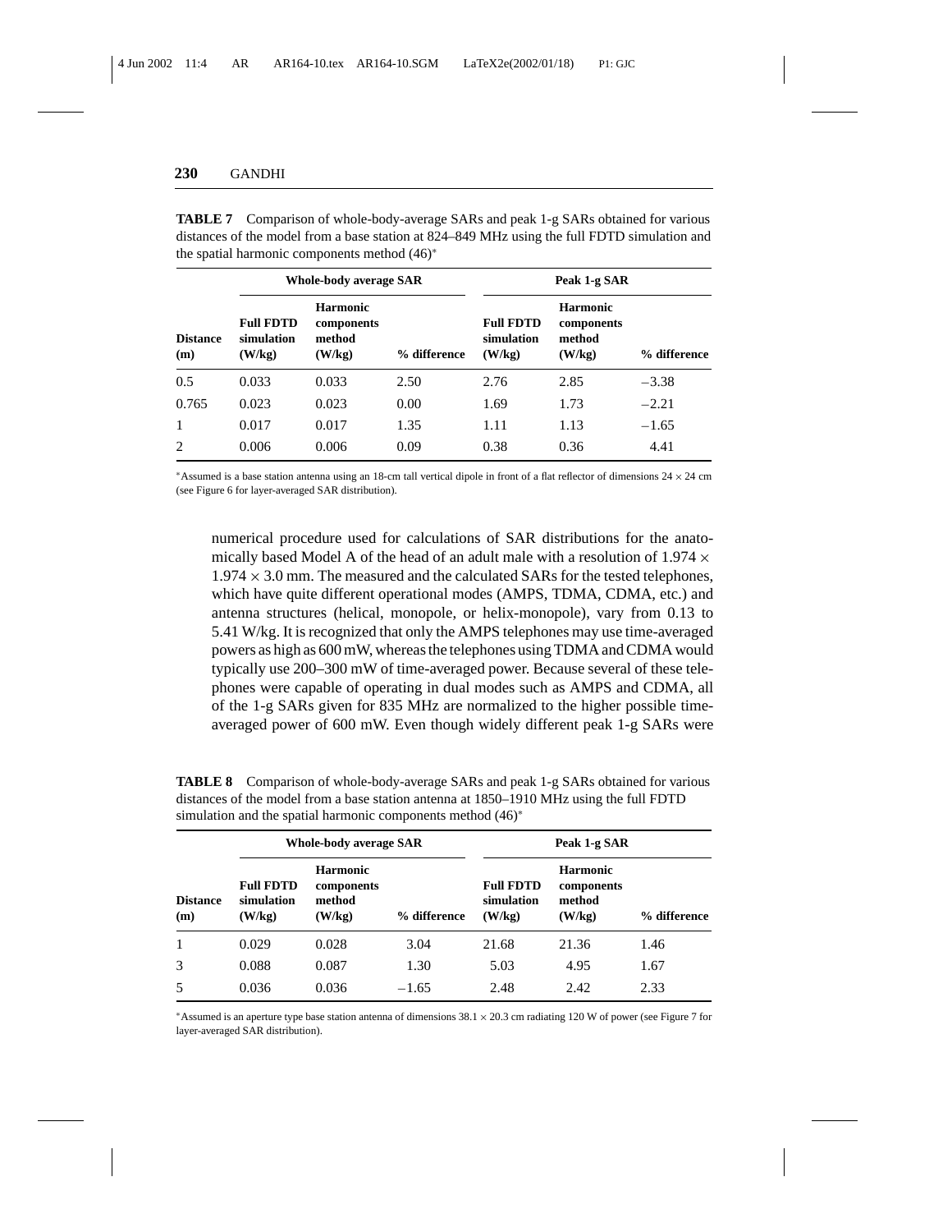**TABLE 7** Comparison of whole-body-average SARs and peak 1-g SARs obtained for various distances of the model from a base station at 824–849 MHz using the full FDTD simulation and the spatial harmonic components method (46)*

| | Whole-body average SAR | | | Peak 1-g SAR | | |
|---|---|---|---|---|---|---|
| **Distance (m)** | **Full FDTD simulation (W/kg)** | **Harmonic components method (W/kg)** | **% difference** | **Full FDTD simulation (W/kg)** | **Harmonic components method (W/kg)** | **% difference** |
| 0.5 | 0.033 | 0.033 | 2.50 | 2.76 | 2.85 | −3.38 |
| 0.765 | 0.023 | 0.023 | 0.00 | 1.69 | 1.73 | −2.21 |
| 1 | 0.017 | 0.017 | 1.35 | 1.11 | 1.13 | −1.65 |
| 2 | 0.006 | 0.006 | 0.09 | 0.38 | 0.36 | 4.41 |

*Assumed is a base station antenna using an 18-cm tall vertical dipole in front of a flat reflector of dimensions $24 \times 24$ cm (see Figure 6 for layer-averaged SAR distribution).

numerical procedure used for calculations of SAR distributions for the anatomically based Model A of the head of an adult male with a resolution of $1.974 \times 1.974 \times 3.0$ mm. The measured and the calculated SARs for the tested telephones, which have quite different operational modes (AMPS, TDMA, CDMA, etc.) and antenna structures (helical, monopole, or helix-monopole), vary from 0.13 to 5.41 W/kg. It is recognized that only the AMPS telephones may use time-averaged powers as high as 600 mW, whereas the telephones using TDMA and CDMA would typically use 200–300 mW of time-averaged power. Because several of these telephones were capable of operating in dual modes such as AMPS and CDMA, all of the 1-g SARs given for 835 MHz are normalized to the higher possible time-averaged power of 600 mW. Even though widely different peak 1-g SARs were

**TABLE 8** Comparison of whole-body-average SARs and peak 1-g SARs obtained for various distances of the model from a base station antenna at 1850–1910 MHz using the full FDTD simulation and the spatial harmonic components method (46)*

| | Whole-body average SAR | | | Peak 1-g SAR | | |
|---|---|---|---|---|---|---|
| **Distance (m)** | **Full FDTD simulation (W/kg)** | **Harmonic components method (W/kg)** | **% difference** | **Full FDTD simulation (W/kg)** | **Harmonic components method (W/kg)** | **% difference** |
| 1 | 0.029 | 0.028 | 3.04 | 21.68 | 21.36 | 1.46 |
| 3 | 0.088 | 0.087 | 1.30 | 5.03 | 4.95 | 1.67 |
| 5 | 0.036 | 0.036 | −1.65 | 2.48 | 2.42 | 2.33 |

*Assumed is an aperture type base station antenna of dimensions $38.1 \times 20.3$ cm radiating 120 W of power (see Figure 7 for layer-averaged SAR distribution).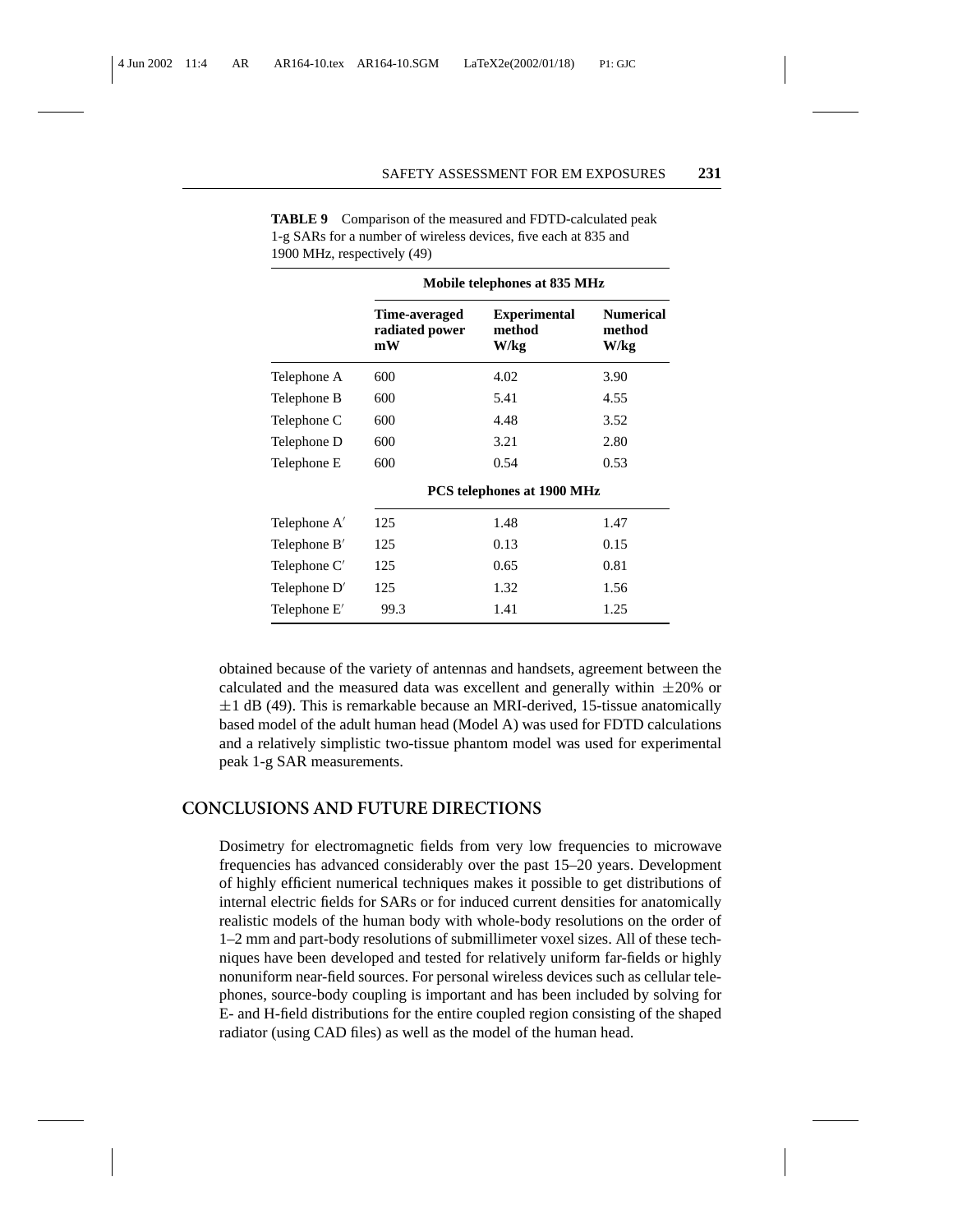**TABLE 9** Comparison of the measured and FDTD-calculated peak 1-g SARs for a number of wireless devices, five each at 835 and 1900 MHz, respectively (49)

| | Mobile telephones at 835 MHz | | |
|---|---|---|---|
| | **Time-averaged radiated power mW** | **Experimental method W/kg** | **Numerical method W/kg** |
| Telephone A | 600 | 4.02 | 3.90 |
| Telephone B | 600 | 5.41 | 4.55 |
| Telephone C | 600 | 4.48 | 3.52 |
| Telephone D | 600 | 3.21 | 2.80 |
| Telephone E | 600 | 0.54 | 0.53 |
| | **PCS telephones at 1900 MHz** | | |
| Telephone A′ | 125 | 1.48 | 1.47 |
| Telephone B′ | 125 | 0.13 | 0.15 |
| Telephone C′ | 125 | 0.65 | 0.81 |
| Telephone D′ | 125 | 1.32 | 1.56 |
| Telephone E′ | 99.3 | 1.41 | 1.25 |

obtained because of the variety of antennas and handsets, agreement between the calculated and the measured data was excellent and generally within $\pm 20\%$ or $\pm 1$ dB (49). This is remarkable because an MRI-derived, 15-tissue anatomically based model of the adult human head (Model A) was used for FDTD calculations and a relatively simplistic two-tissue phantom model was used for experimental peak 1-g SAR measurements.

## CONCLUSIONS AND FUTURE DIRECTIONS

Dosimetry for electromagnetic fields from very low frequencies to microwave frequencies has advanced considerably over the past 15–20 years. Development of highly efficient numerical techniques makes it possible to get distributions of internal electric fields for SARs or for induced current densities for anatomically realistic models of the human body with whole-body resolutions on the order of 1–2 mm and part-body resolutions of submillimeter voxel sizes. All of these techniques have been developed and tested for relatively uniform far-fields or highly nonuniform near-field sources. For personal wireless devices such as cellular telephones, source-body coupling is important and has been included by solving for E- and H-field distributions for the entire coupled region consisting of the shaped radiator (using CAD files) as well as the model of the human head.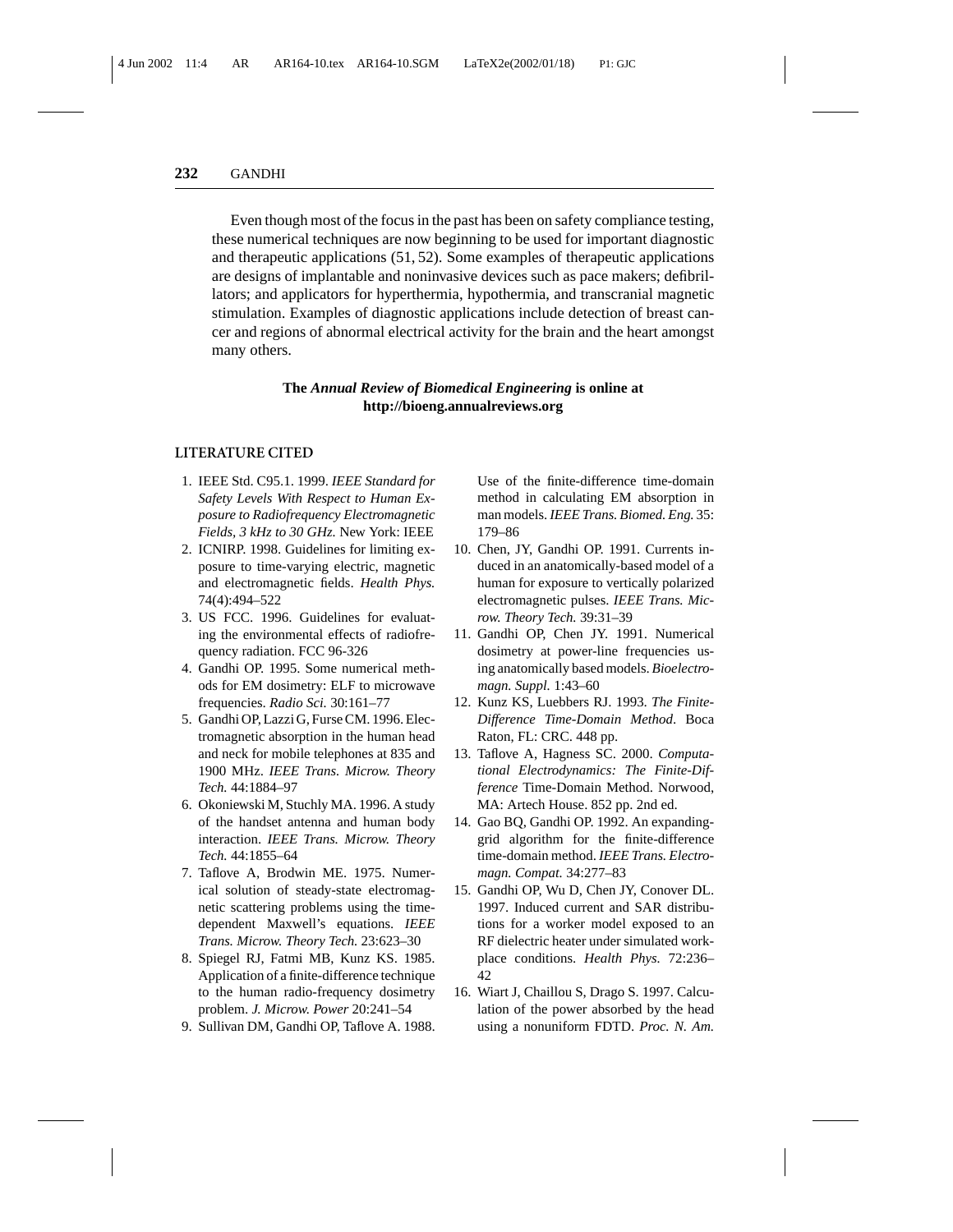Even though most of the focus in the past has been on safety compliance testing, these numerical techniques are now beginning to be used for important diagnostic and therapeutic applications (51, 52). Some examples of therapeutic applications are designs of implantable and noninvasive devices such as pace makers; defibrillators; and applicators for hyperthermia, hypothermia, and transcranial magnetic stimulation. Examples of diagnostic applications include detection of breast cancer and regions of abnormal electrical activity for the brain and the heart amongst many others.

**The *Annual Review of Biomedical Engineering* is online at http://bioeng.annualreviews.org**

## LITERATURE CITED

1. IEEE Std. C95.1. 1999. *IEEE Standard for Safety Levels With Respect to Human Exposure to Radiofrequency Electromagnetic Fields, 3 kHz to 30 GHz.* New York: IEEE
2. ICNIRP. 1998. Guidelines for limiting exposure to time-varying electric, magnetic and electromagnetic fields. *Health Phys.* 74(4):494–522
3. US FCC. 1996. Guidelines for evaluating the environmental effects of radiofrequency radiation. FCC 96-326
4. Gandhi OP. 1995. Some numerical methods for EM dosimetry: ELF to microwave frequencies. *Radio Sci.* 30:161–77
5. Gandhi OP, Lazzi G, Furse CM. 1996. Electromagnetic absorption in the human head and neck for mobile telephones at 835 and 1900 MHz. *IEEE Trans. Microw. Theory Tech.* 44:1884–97
6. Okoniewski M, Stuchly MA. 1996. A study of the handset antenna and human body interaction. *IEEE Trans. Microw. Theory Tech.* 44:1855–64
7. Taflove A, Brodwin ME. 1975. Numerical solution of steady-state electromagnetic scattering problems using the time-dependent Maxwell's equations. *IEEE Trans. Microw. Theory Tech.* 23:623–30
8. Spiegel RJ, Fatmi MB, Kunz KS. 1985. Application of a finite-difference technique to the human radio-frequency dosimetry problem. *J. Microw. Power* 20:241–54
9. Sullivan DM, Gandhi OP, Taflove A. 1988. Use of the finite-difference time-domain method in calculating EM absorption in man models. *IEEE Trans. Biomed. Eng.* 35: 179–86
10. Chen, JY, Gandhi OP. 1991. Currents induced in an anatomically-based model of a human for exposure to vertically polarized electromagnetic pulses. *IEEE Trans. Microw. Theory Tech.* 39:31–39
11. Gandhi OP, Chen JY. 1991. Numerical dosimetry at power-line frequencies using anatomically based models. *Bioelectromagn. Suppl.* 1:43–60
12. Kunz KS, Luebbers RJ. 1993. *The Finite-Difference Time-Domain Method*. Boca Raton, FL: CRC. 448 pp.
13. Taflove A, Hagness SC. 2000. *Computational Electrodynamics: The Finite-Difference* Time-Domain Method. Norwood, MA: Artech House. 852 pp. 2nd ed.
14. Gao BQ, Gandhi OP. 1992. An expanding-grid algorithm for the finite-difference time-domain method. *IEEE Trans. Electromagn. Compat.* 34:277–83
15. Gandhi OP, Wu D, Chen JY, Conover DL. 1997. Induced current and SAR distributions for a worker model exposed to an RF dielectric heater under simulated workplace conditions. *Health Phys.* 72:236–42
16. Wiart J, Chaillou S, Drago S. 1997. Calculation of the power absorbed by the head using a nonuniform FDTD. *Proc. N. Am.*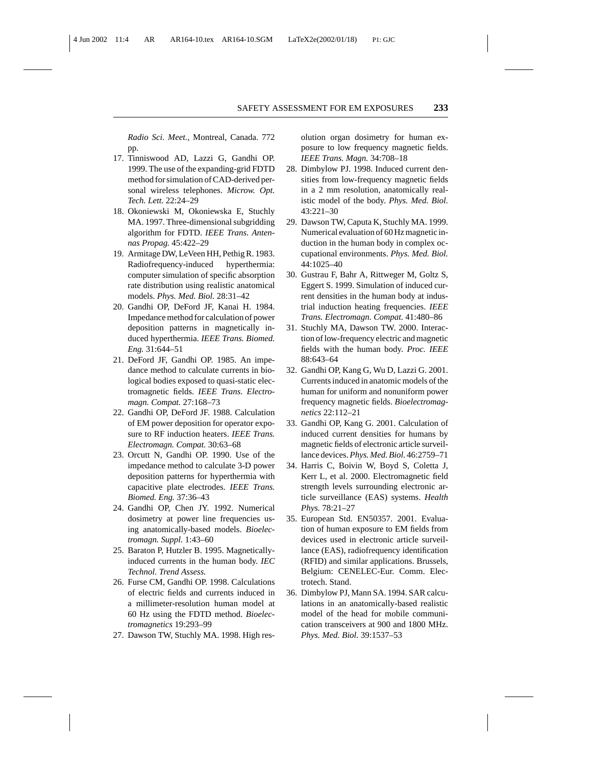*Radio Sci. Meet.*, Montreal, Canada. 772 pp.

17. Tinniswood AD, Lazzi G, Gandhi OP. 1999. The use of the expanding-grid FDTD method for simulation of CAD-derived personal wireless telephones. *Microw. Opt. Tech. Lett.* 22:24–29
18. Okoniewski M, Okoniewska E, Stuchly MA. 1997. Three-dimensional subgridding algorithm for FDTD. *IEEE Trans. Antennas Propag.* 45:422–29
19. Armitage DW, LeVeen HH, Pethig R. 1983. Radiofrequency-induced hyperthermia: computer simulation of specific absorption rate distribution using realistic anatomical models. *Phys. Med. Biol.* 28:31–42
20. Gandhi OP, DeFord JF, Kanai H. 1984. Impedance method for calculation of power deposition patterns in magnetically induced hyperthermia. *IEEE Trans. Biomed. Eng.* 31:644–51
21. DeFord JF, Gandhi OP. 1985. An impedance method to calculate currents in biological bodies exposed to quasi-static electromagnetic fields. *IEEE Trans. Electromagn. Compat.* 27:168–73
22. Gandhi OP, DeFord JF. 1988. Calculation of EM power deposition for operator exposure to RF induction heaters. *IEEE Trans. Electromagn. Compat.* 30:63–68
23. Orcutt N, Gandhi OP. 1990. Use of the impedance method to calculate 3-D power deposition patterns for hyperthermia with capacitive plate electrodes. *IEEE Trans. Biomed. Eng.* 37:36–43
24. Gandhi OP, Chen JY. 1992. Numerical dosimetry at power line frequencies using anatomically-based models. *Bioelectromagn. Suppl.* 1:43–60
25. Baraton P, Hutzler B. 1995. Magnetically-induced currents in the human body. *IEC Technol. Trend Assess.*
26. Furse CM, Gandhi OP. 1998. Calculations of electric fields and currents induced in a millimeter-resolution human model at 60 Hz using the FDTD method. *Bioelectromagnetics* 19:293–99
27. Dawson TW, Stuchly MA. 1998. High resolution organ dosimetry for human exposure to low frequency magnetic fields. *IEEE Trans. Magn.* 34:708–18
28. Dimbylow PJ. 1998. Induced current densities from low-frequency magnetic fields in a 2 mm resolution, anatomically realistic model of the body. *Phys. Med. Biol.* 43:221–30
29. Dawson TW, Caputa K, Stuchly MA. 1999. Numerical evaluation of 60 Hz magnetic induction in the human body in complex occupational environments. *Phys. Med. Biol.* 44:1025–40
30. Gustrau F, Bahr A, Rittweger M, Goltz S, Eggert S. 1999. Simulation of induced current densities in the human body at industrial induction heating frequencies. *IEEE Trans. Electromagn. Compat.* 41:480–86
31. Stuchly MA, Dawson TW. 2000. Interaction of low-frequency electric and magnetic fields with the human body. *Proc. IEEE* 88:643–64
32. Gandhi OP, Kang G, Wu D, Lazzi G. 2001. Currents induced in anatomic models of the human for uniform and nonuniform power frequency magnetic fields. *Bioelectromagnetics* 22:112–21
33. Gandhi OP, Kang G. 2001. Calculation of induced current densities for humans by magnetic fields of electronic article surveillance devices. *Phys. Med. Biol.* 46:2759–71
34. Harris C, Boivin W, Boyd S, Coletta J, Kerr L, et al. 2000. Electromagnetic field strength levels surrounding electronic article surveillance (EAS) systems. *Health Phys.* 78:21–27
35. European Std. EN50357. 2001. Evaluation of human exposure to EM fields from devices used in electronic article surveillance (EAS), radiofrequency identification (RFID) and similar applications. Brussels, Belgium: CENELEC-Eur. Comm. Electrotech. Stand.
36. Dimbylow PJ, Mann SA. 1994. SAR calculations in an anatomically-based realistic model of the head for mobile communication transceivers at 900 and 1800 MHz. *Phys. Med. Biol.* 39:1537–53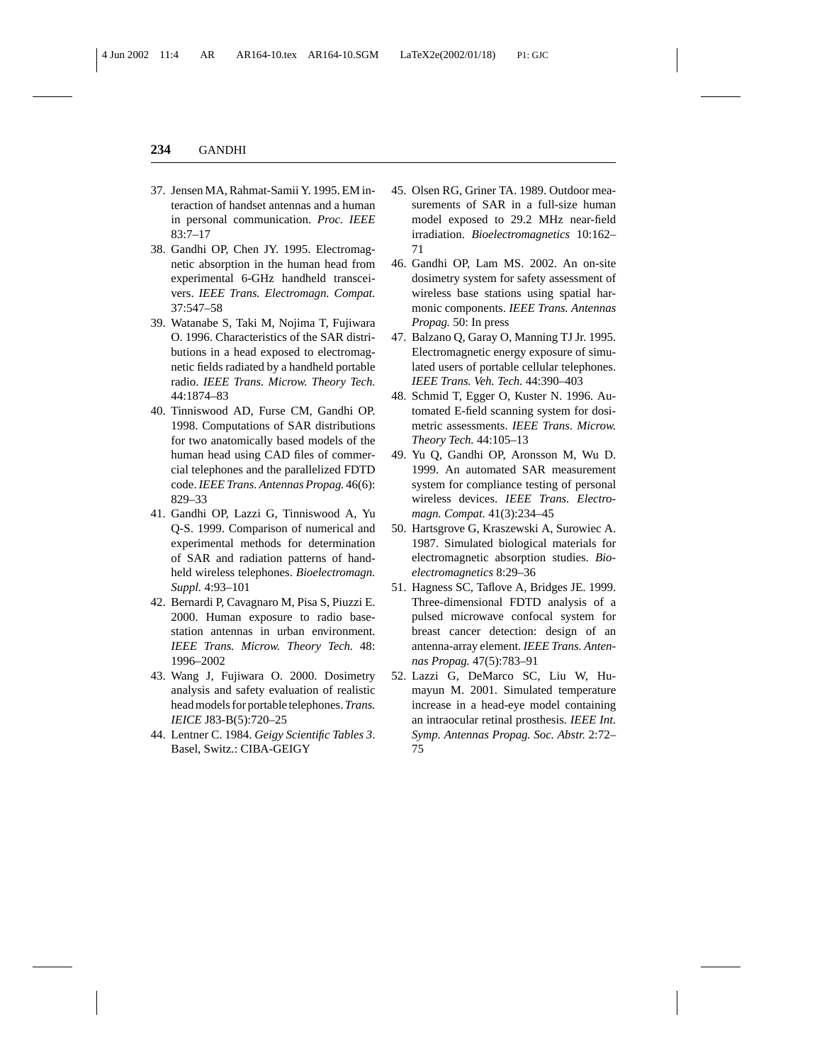37. Jensen MA, Rahmat-Samii Y. 1995. EM interaction of handset antennas and a human in personal communication. *Proc. IEEE* 83:7–17
38. Gandhi OP, Chen JY. 1995. Electromagnetic absorption in the human head from experimental 6-GHz handheld transceivers. *IEEE Trans. Electromagn. Compat.* 37:547–58
39. Watanabe S, Taki M, Nojima T, Fujiwara O. 1996. Characteristics of the SAR distributions in a head exposed to electromagnetic fields radiated by a handheld portable radio. *IEEE Trans. Microw. Theory Tech.* 44:1874–83
40. Tinniswood AD, Furse CM, Gandhi OP. 1998. Computations of SAR distributions for two anatomically based models of the human head using CAD files of commercial telephones and the parallelized FDTD code. *IEEE Trans. Antennas Propag.* 46(6): 829–33
41. Gandhi OP, Lazzi G, Tinniswood A, Yu Q-S. 1999. Comparison of numerical and experimental methods for determination of SAR and radiation patterns of handheld wireless telephones. *Bioelectromagn. Suppl.* 4:93–101
42. Bernardi P, Cavagnaro M, Pisa S, Piuzzi E. 2000. Human exposure to radio base-station antennas in urban environment. *IEEE Trans. Microw. Theory Tech.* 48: 1996–2002
43. Wang J, Fujiwara O. 2000. Dosimetry analysis and safety evaluation of realistic head models for portable telephones. *Trans. IEICE* J83-B(5):720–25
44. Lentner C. 1984. *Geigy Scientific Tables 3*. Basel, Switz.: CIBA-GEIGY
45. Olsen RG, Griner TA. 1989. Outdoor measurements of SAR in a full-size human model exposed to 29.2 MHz near-field irradiation. *Bioelectromagnetics* 10:162–71
46. Gandhi OP, Lam MS. 2002. An on-site dosimetry system for safety assessment of wireless base stations using spatial harmonic components. *IEEE Trans. Antennas Propag.* 50: In press
47. Balzano Q, Garay O, Manning TJ Jr. 1995. Electromagnetic energy exposure of simulated users of portable cellular telephones. *IEEE Trans. Veh. Tech.* 44:390–403
48. Schmid T, Egger O, Kuster N. 1996. Automated E-field scanning system for dosimetric assessments. *IEEE Trans. Microw. Theory Tech.* 44:105–13
49. Yu Q, Gandhi OP, Aronsson M, Wu D. 1999. An automated SAR measurement system for compliance testing of personal wireless devices. *IEEE Trans. Electromagn. Compat.* 41(3):234–45
50. Hartsgrove G, Kraszewski A, Surowiec A. 1987. Simulated biological materials for electromagnetic absorption studies. *Bioelectromagnetics* 8:29–36
51. Hagness SC, Taflove A, Bridges JE. 1999. Three-dimensional FDTD analysis of a pulsed microwave confocal system for breast cancer detection: design of an antenna-array element. *IEEE Trans. Antennas Propag.* 47(5):783–91
52. Lazzi G, DeMarco SC, Liu W, Humayun M. 2001. Simulated temperature increase in a head-eye model containing an intraocular retinal prosthesis. *IEEE Int. Symp. Antennas Propag. Soc. Abstr.* 2:72–75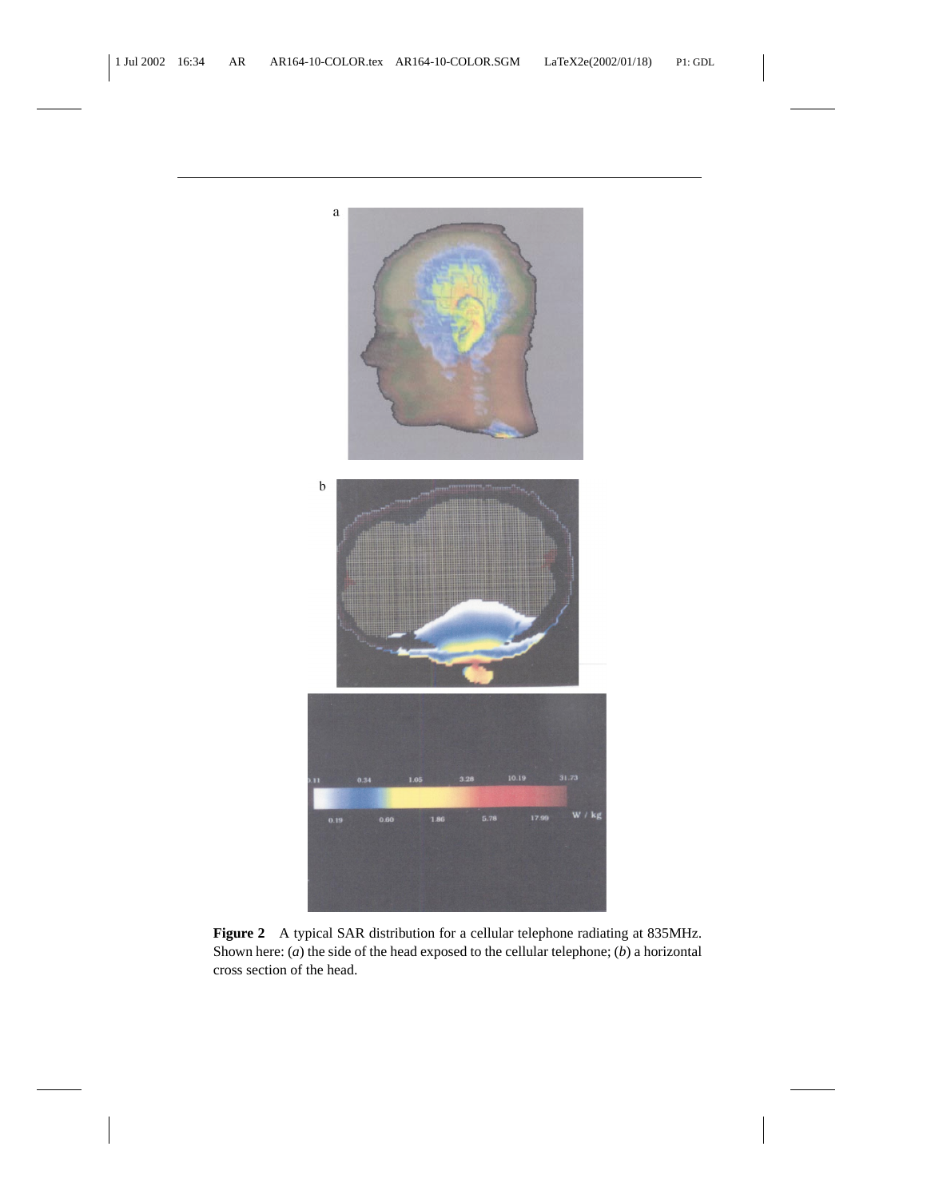**Figure 2** A typical SAR distribution for a cellular telephone radiating at 835MHz. Shown here: (*a*) the side of the head exposed to the cellular telephone; (*b*) a horizontal cross section of the head.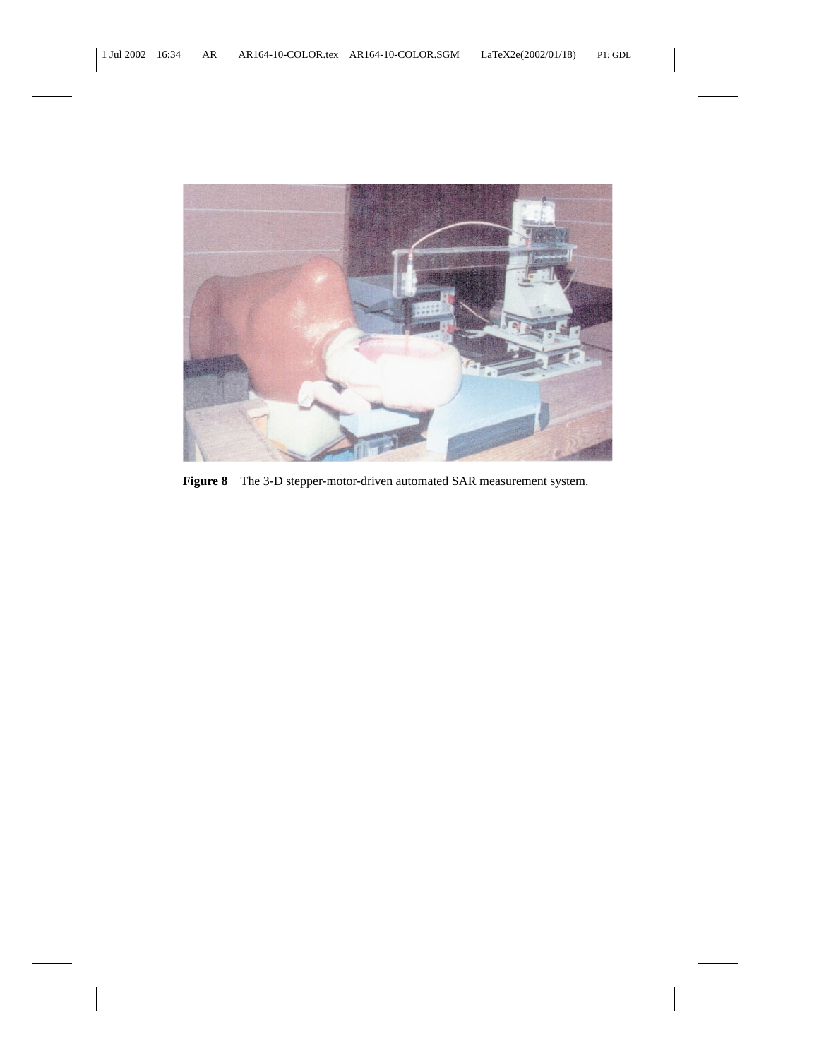**Figure 8** The 3-D stepper-motor-driven automated SAR measurement system.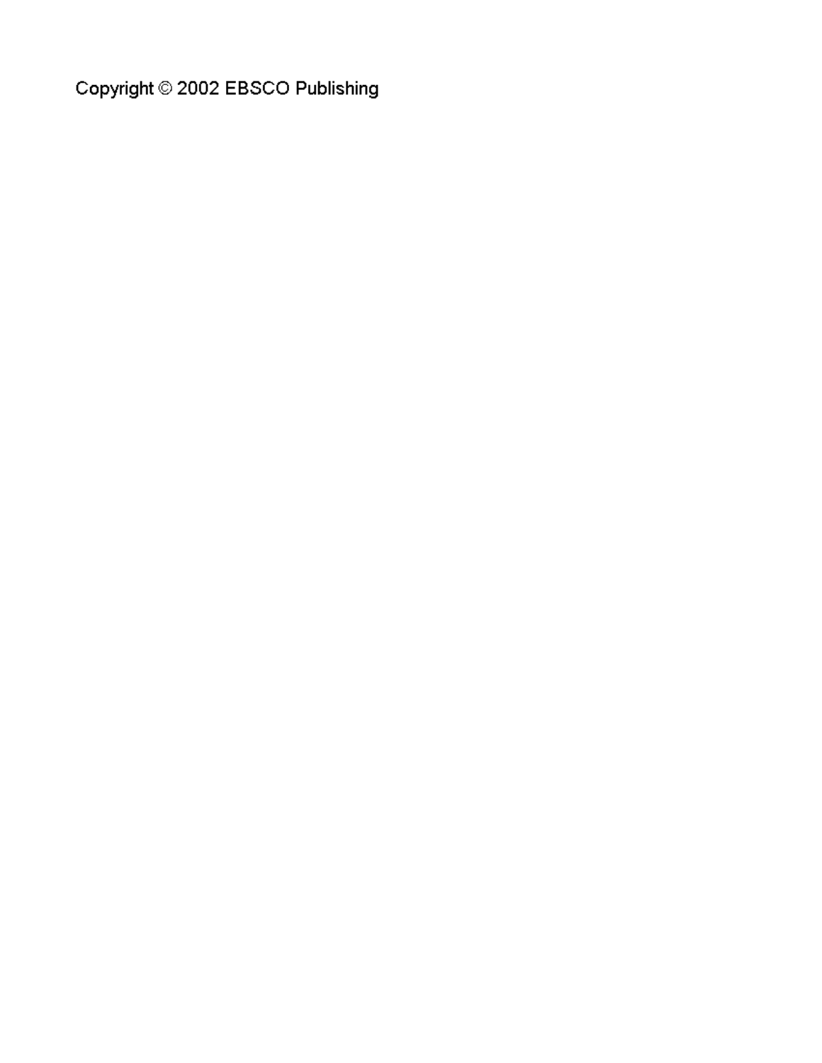Copyright © 2002 EBSCO Publishing